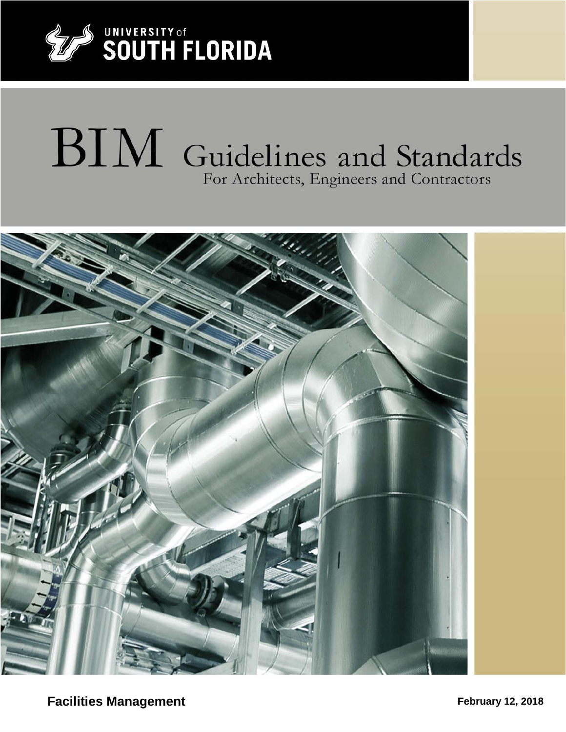UNIVERSITY of SOUTH FLORIDA

# BIM Guidelines and Standards

For Architects, Engineers and Contractors

**Facilities Management**

**February 12, 2018**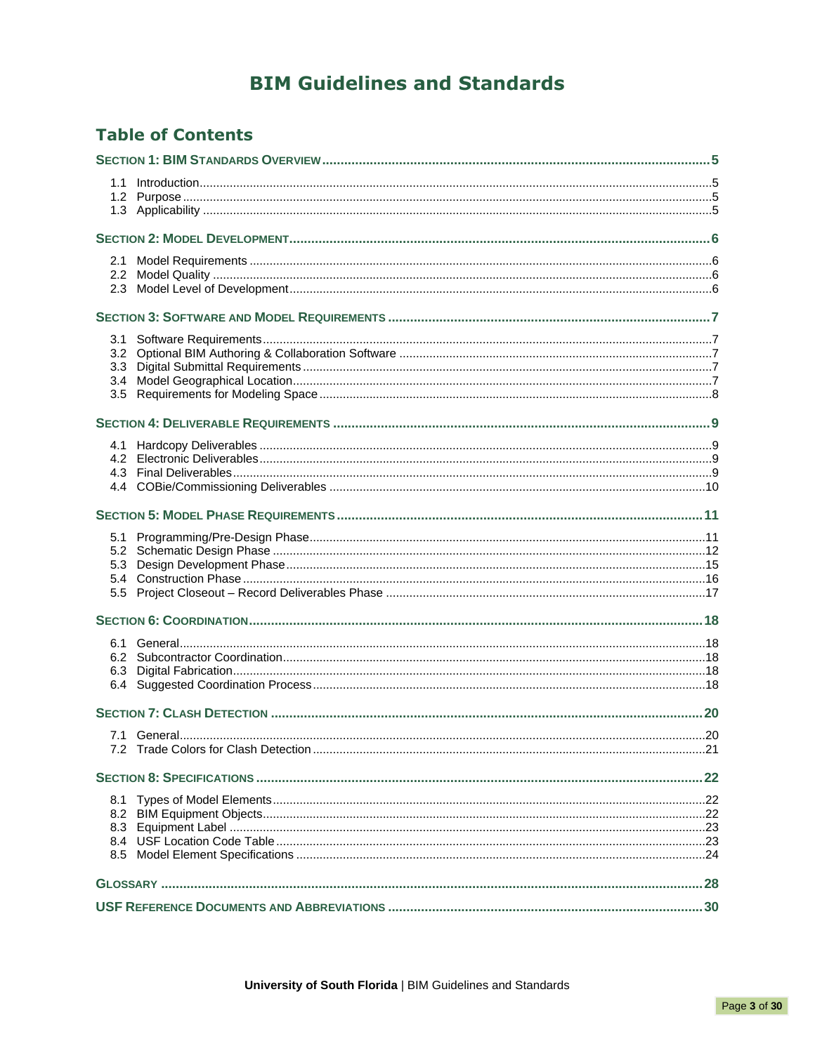# BIM Guidelines and Standards

## Table of Contents

**SECTION 1: BIM STANDARDS OVERVIEW** .......... 5

- 1.1 Introduction .......... 5
- 1.2 Purpose .......... 5
- 1.3 Applicability .......... 5

**SECTION 2: MODEL DEVELOPMENT** .......... 6

- 2.1 Model Requirements .......... 6
- 2.2 Model Quality .......... 6
- 2.3 Model Level of Development .......... 6

**SECTION 3: SOFTWARE AND MODEL REQUIREMENTS** .......... 7

- 3.1 Software Requirements .......... 7
- 3.2 Optional BIM Authoring & Collaboration Software .......... 7
- 3.3 Digital Submittal Requirements .......... 7
- 3.4 Model Geographical Location .......... 7
- 3.5 Requirements for Modeling Space .......... 8

**SECTION 4: DELIVERABLE REQUIREMENTS** .......... 9

- 4.1 Hardcopy Deliverables .......... 9
- 4.2 Electronic Deliverables .......... 9
- 4.3 Final Deliverables .......... 9
- 4.4 COBie/Commissioning Deliverables .......... 10

**SECTION 5: MODEL PHASE REQUIREMENTS** .......... 11

- 5.1 Programming/Pre-Design Phase .......... 11
- 5.2 Schematic Design Phase .......... 12
- 5.3 Design Development Phase .......... 15
- 5.4 Construction Phase .......... 16
- 5.5 Project Closeout – Record Deliverables Phase .......... 17

**SECTION 6: COORDINATION** .......... 18

- 6.1 General .......... 18
- 6.2 Subcontractor Coordination .......... 18
- 6.3 Digital Fabrication .......... 18
- 6.4 Suggested Coordination Process .......... 18

**SECTION 7: CLASH DETECTION** .......... 20

- 7.1 General .......... 20
- 7.2 Trade Colors for Clash Detection .......... 21

**SECTION 8: SPECIFICATIONS** .......... 22

- 8.1 Types of Model Elements .......... 22
- 8.2 BIM Equipment Objects .......... 22
- 8.3 Equipment Label .......... 23
- 8.4 USF Location Code Table .......... 23
- 8.5 Model Element Specifications .......... 24

**GLOSSARY** .......... 28

**USF REFERENCE DOCUMENTS AND ABBREVIATIONS** .......... 30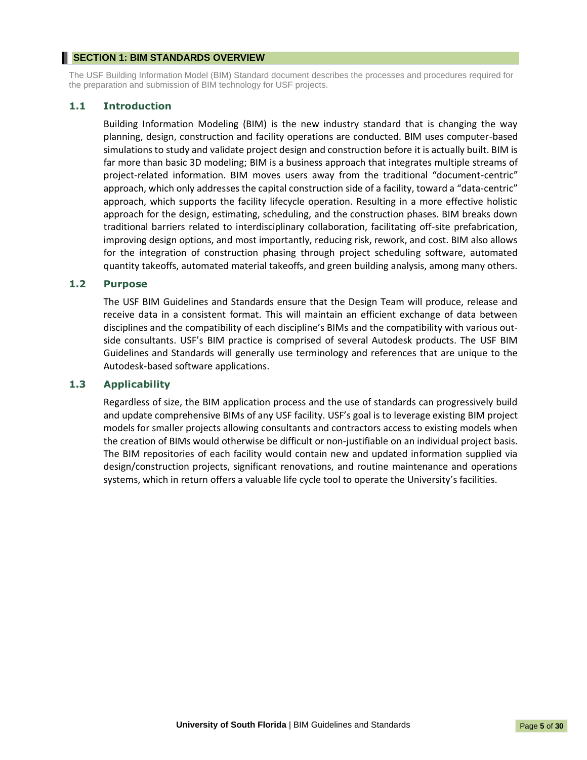# SECTION 1: BIM STANDARDS OVERVIEW

The USF Building Information Model (BIM) Standard document describes the processes and procedures required for the preparation and submission of BIM technology for USF projects.

## 1.1 Introduction

Building Information Modeling (BIM) is the new industry standard that is changing the way planning, design, construction and facility operations are conducted. BIM uses computer-based simulations to study and validate project design and construction before it is actually built. BIM is far more than basic 3D modeling; BIM is a business approach that integrates multiple streams of project-related information. BIM moves users away from the traditional "document-centric" approach, which only addresses the capital construction side of a facility, toward a "data-centric" approach, which supports the facility lifecycle operation. Resulting in a more effective holistic approach for the design, estimating, scheduling, and the construction phases. BIM breaks down traditional barriers related to interdisciplinary collaboration, facilitating off-site prefabrication, improving design options, and most importantly, reducing risk, rework, and cost. BIM also allows for the integration of construction phasing through project scheduling software, automated quantity takeoffs, automated material takeoffs, and green building analysis, among many others.

## 1.2 Purpose

The USF BIM Guidelines and Standards ensure that the Design Team will produce, release and receive data in a consistent format. This will maintain an efficient exchange of data between disciplines and the compatibility of each discipline's BIMs and the compatibility with various out-side consultants. USF's BIM practice is comprised of several Autodesk products. The USF BIM Guidelines and Standards will generally use terminology and references that are unique to the Autodesk-based software applications.

## 1.3 Applicability

Regardless of size, the BIM application process and the use of standards can progressively build and update comprehensive BIMs of any USF facility. USF's goal is to leverage existing BIM project models for smaller projects allowing consultants and contractors access to existing models when the creation of BIMs would otherwise be difficult or non-justifiable on an individual project basis. The BIM repositories of each facility would contain new and updated information supplied via design/construction projects, significant renovations, and routine maintenance and operations systems, which in return offers a valuable life cycle tool to operate the University's facilities.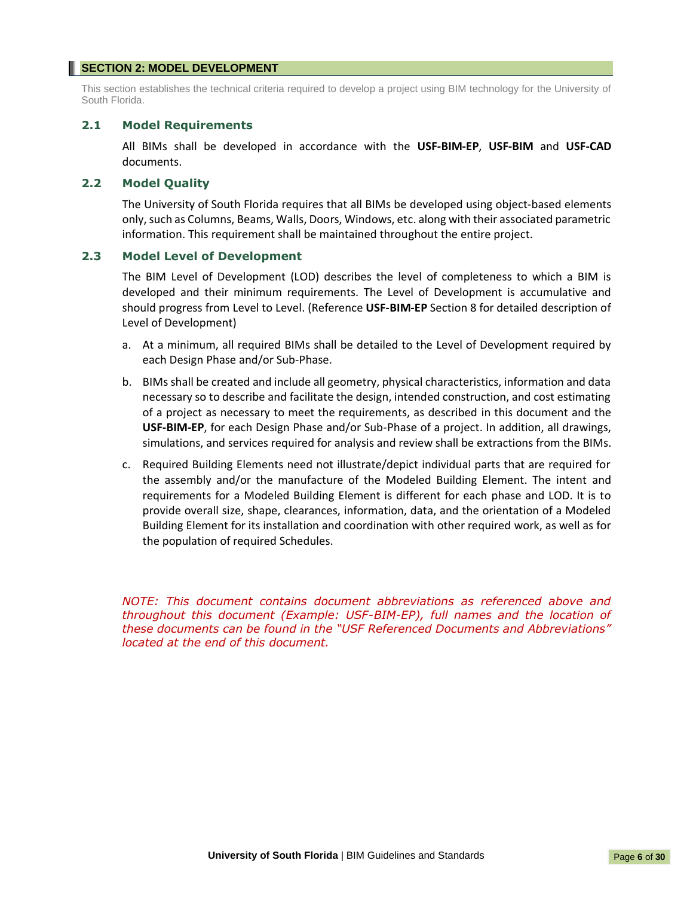## SECTION 2: MODEL DEVELOPMENT

This section establishes the technical criteria required to develop a project using BIM technology for the University of South Florida.

### 2.1 Model Requirements

All BIMs shall be developed in accordance with the **USF-BIM-EP**, **USF-BIM** and **USF-CAD** documents.

### 2.2 Model Quality

The University of South Florida requires that all BIMs be developed using object-based elements only, such as Columns, Beams, Walls, Doors, Windows, etc. along with their associated parametric information. This requirement shall be maintained throughout the entire project.

### 2.3 Model Level of Development

The BIM Level of Development (LOD) describes the level of completeness to which a BIM is developed and their minimum requirements. The Level of Development is accumulative and should progress from Level to Level. (Reference **USF-BIM-EP** Section 8 for detailed description of Level of Development)

a. At a minimum, all required BIMs shall be detailed to the Level of Development required by each Design Phase and/or Sub-Phase.

b. BIMs shall be created and include all geometry, physical characteristics, information and data necessary so to describe and facilitate the design, intended construction, and cost estimating of a project as necessary to meet the requirements, as described in this document and the **USF-BIM-EP**, for each Design Phase and/or Sub-Phase of a project. In addition, all drawings, simulations, and services required for analysis and review shall be extractions from the BIMs.

c. Required Building Elements need not illustrate/depict individual parts that are required for the assembly and/or the manufacture of the Modeled Building Element. The intent and requirements for a Modeled Building Element is different for each phase and LOD. It is to provide overall size, shape, clearances, information, data, and the orientation of a Modeled Building Element for its installation and coordination with other required work, as well as for the population of required Schedules.

*NOTE: This document contains document abbreviations as referenced above and throughout this document (Example: USF-BIM-EP), full names and the location of these documents can be found in the "USF Referenced Documents and Abbreviations" located at the end of this document.*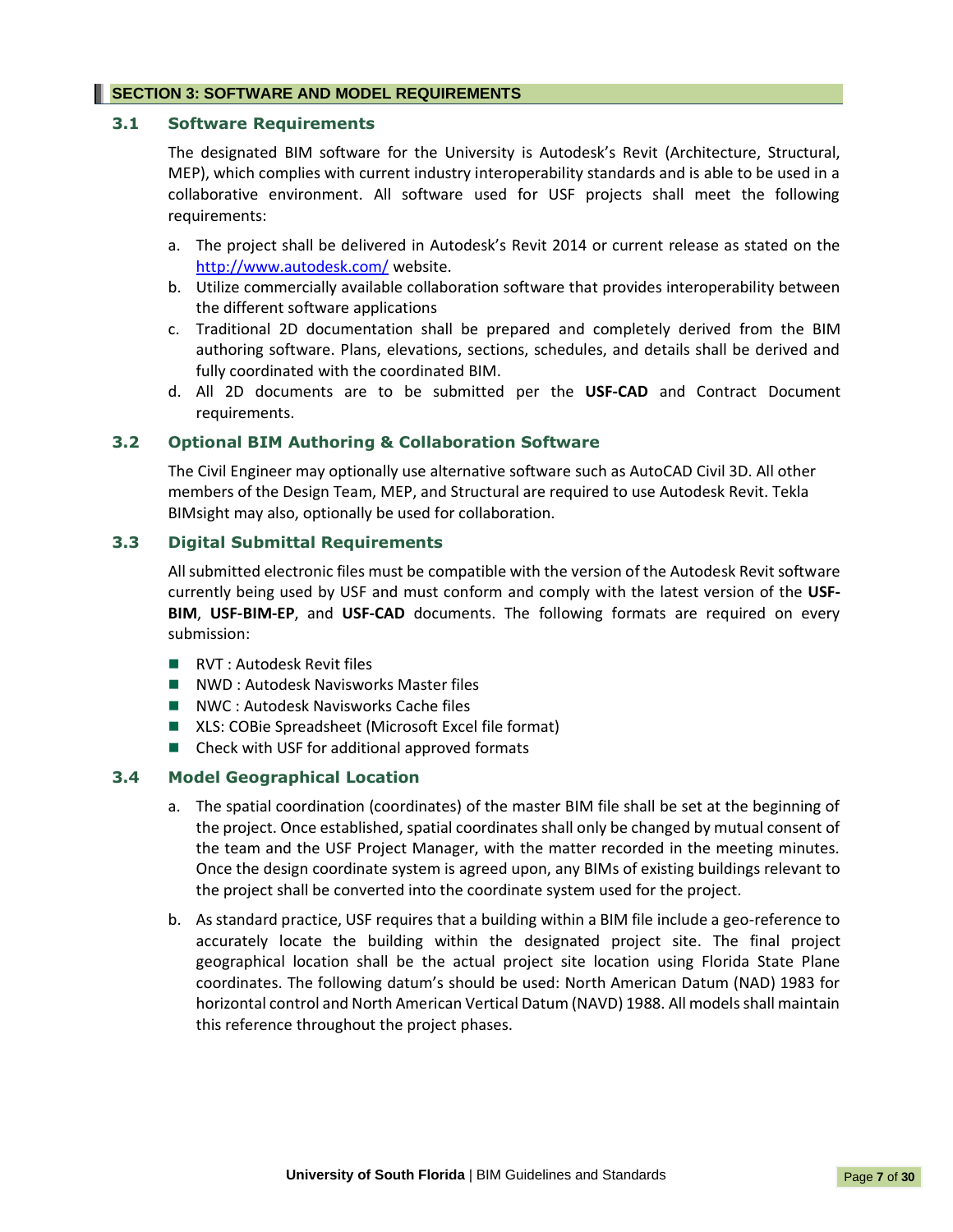## SECTION 3: SOFTWARE AND MODEL REQUIREMENTS

### 3.1 Software Requirements

The designated BIM software for the University is Autodesk's Revit (Architecture, Structural, MEP), which complies with current industry interoperability standards and is able to be used in a collaborative environment. All software used for USF projects shall meet the following requirements:

a. The project shall be delivered in Autodesk's Revit 2014 or current release as stated on the [http://www.autodesk.com/](http://www.autodesk.com/) website.
b. Utilize commercially available collaboration software that provides interoperability between the different software applications
c. Traditional 2D documentation shall be prepared and completely derived from the BIM authoring software. Plans, elevations, sections, schedules, and details shall be derived and fully coordinated with the coordinated BIM.
d. All 2D documents are to be submitted per the **USF-CAD** and Contract Document requirements.

### 3.2 Optional BIM Authoring & Collaboration Software

The Civil Engineer may optionally use alternative software such as AutoCAD Civil 3D. All other members of the Design Team, MEP, and Structural are required to use Autodesk Revit. Tekla BIMsight may also, optionally be used for collaboration.

### 3.3 Digital Submittal Requirements

All submitted electronic files must be compatible with the version of the Autodesk Revit software currently being used by USF and must conform and comply with the latest version of the **USF-BIM**, **USF-BIM-EP**, and **USF-CAD** documents. The following formats are required on every submission:

- RVT : Autodesk Revit files
- NWD : Autodesk Navisworks Master files
- NWC : Autodesk Navisworks Cache files
- XLS: COBie Spreadsheet (Microsoft Excel file format)
- Check with USF for additional approved formats

### 3.4 Model Geographical Location

a. The spatial coordination (coordinates) of the master BIM file shall be set at the beginning of the project. Once established, spatial coordinates shall only be changed by mutual consent of the team and the USF Project Manager, with the matter recorded in the meeting minutes. Once the design coordinate system is agreed upon, any BIMs of existing buildings relevant to the project shall be converted into the coordinate system used for the project.

b. As standard practice, USF requires that a building within a BIM file include a geo-reference to accurately locate the building within the designated project site. The final project geographical location shall be the actual project site location using Florida State Plane coordinates. The following datum's should be used: North American Datum (NAD) 1983 for horizontal control and North American Vertical Datum (NAVD) 1988. All models shall maintain this reference throughout the project phases.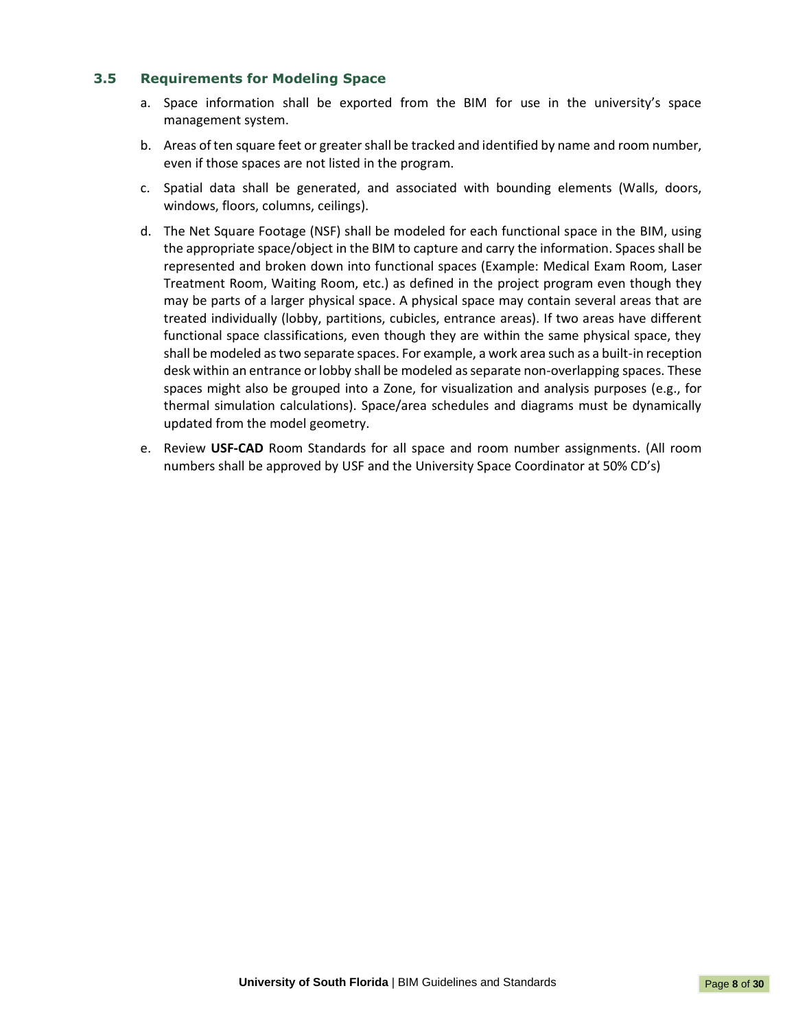### 3.5 Requirements for Modeling Space

a. Space information shall be exported from the BIM for use in the university's space management system.

b. Areas of ten square feet or greater shall be tracked and identified by name and room number, even if those spaces are not listed in the program.

c. Spatial data shall be generated, and associated with bounding elements (Walls, doors, windows, floors, columns, ceilings).

d. The Net Square Footage (NSF) shall be modeled for each functional space in the BIM, using the appropriate space/object in the BIM to capture and carry the information. Spaces shall be represented and broken down into functional spaces (Example: Medical Exam Room, Laser Treatment Room, Waiting Room, etc.) as defined in the project program even though they may be parts of a larger physical space. A physical space may contain several areas that are treated individually (lobby, partitions, cubicles, entrance areas). If two areas have different functional space classifications, even though they are within the same physical space, they shall be modeled as two separate spaces. For example, a work area such as a built-in reception desk within an entrance or lobby shall be modeled as separate non-overlapping spaces. These spaces might also be grouped into a Zone, for visualization and analysis purposes (e.g., for thermal simulation calculations). Space/area schedules and diagrams must be dynamically updated from the model geometry.

e. Review **USF-CAD** Room Standards for all space and room number assignments. (All room numbers shall be approved by USF and the University Space Coordinator at 50% CD's)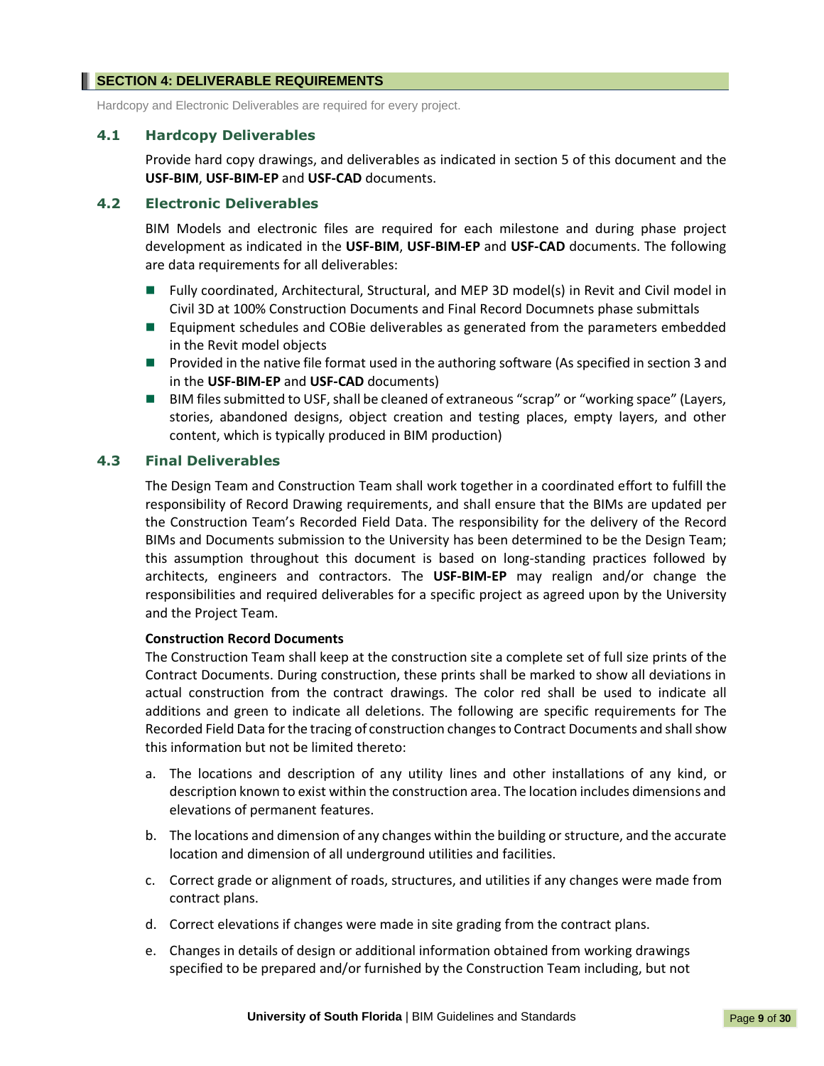## SECTION 4: DELIVERABLE REQUIREMENTS

Hardcopy and Electronic Deliverables are required for every project.

### 4.1 Hardcopy Deliverables

Provide hard copy drawings, and deliverables as indicated in section 5 of this document and the **USF-BIM**, **USF-BIM-EP** and **USF-CAD** documents.

### 4.2 Electronic Deliverables

BIM Models and electronic files are required for each milestone and during phase project development as indicated in the **USF-BIM**, **USF-BIM-EP** and **USF-CAD** documents. The following are data requirements for all deliverables:

- Fully coordinated, Architectural, Structural, and MEP 3D model(s) in Revit and Civil model in Civil 3D at 100% Construction Documents and Final Record Documnets phase submittals
- Equipment schedules and COBie deliverables as generated from the parameters embedded in the Revit model objects
- Provided in the native file format used in the authoring software (As specified in section 3 and in the **USF-BIM-EP** and **USF-CAD** documents)
- BIM files submitted to USF, shall be cleaned of extraneous "scrap" or "working space" (Layers, stories, abandoned designs, object creation and testing places, empty layers, and other content, which is typically produced in BIM production)

### 4.3 Final Deliverables

The Design Team and Construction Team shall work together in a coordinated effort to fulfill the responsibility of Record Drawing requirements, and shall ensure that the BIMs are updated per the Construction Team's Recorded Field Data. The responsibility for the delivery of the Record BIMs and Documents submission to the University has been determined to be the Design Team; this assumption throughout this document is based on long-standing practices followed by architects, engineers and contractors. The **USF-BIM-EP** may realign and/or change the responsibilities and required deliverables for a specific project as agreed upon by the University and the Project Team.

**Construction Record Documents**

The Construction Team shall keep at the construction site a complete set of full size prints of the Contract Documents. During construction, these prints shall be marked to show all deviations in actual construction from the contract drawings. The color red shall be used to indicate all additions and green to indicate all deletions. The following are specific requirements for The Recorded Field Data for the tracing of construction changes to Contract Documents and shall show this information but not be limited thereto:

a. The locations and description of any utility lines and other installations of any kind, or description known to exist within the construction area. The location includes dimensions and elevations of permanent features.

b. The locations and dimension of any changes within the building or structure, and the accurate location and dimension of all underground utilities and facilities.

c. Correct grade or alignment of roads, structures, and utilities if any changes were made from contract plans.

d. Correct elevations if changes were made in site grading from the contract plans.

e. Changes in details of design or additional information obtained from working drawings specified to be prepared and/or furnished by the Construction Team including, but not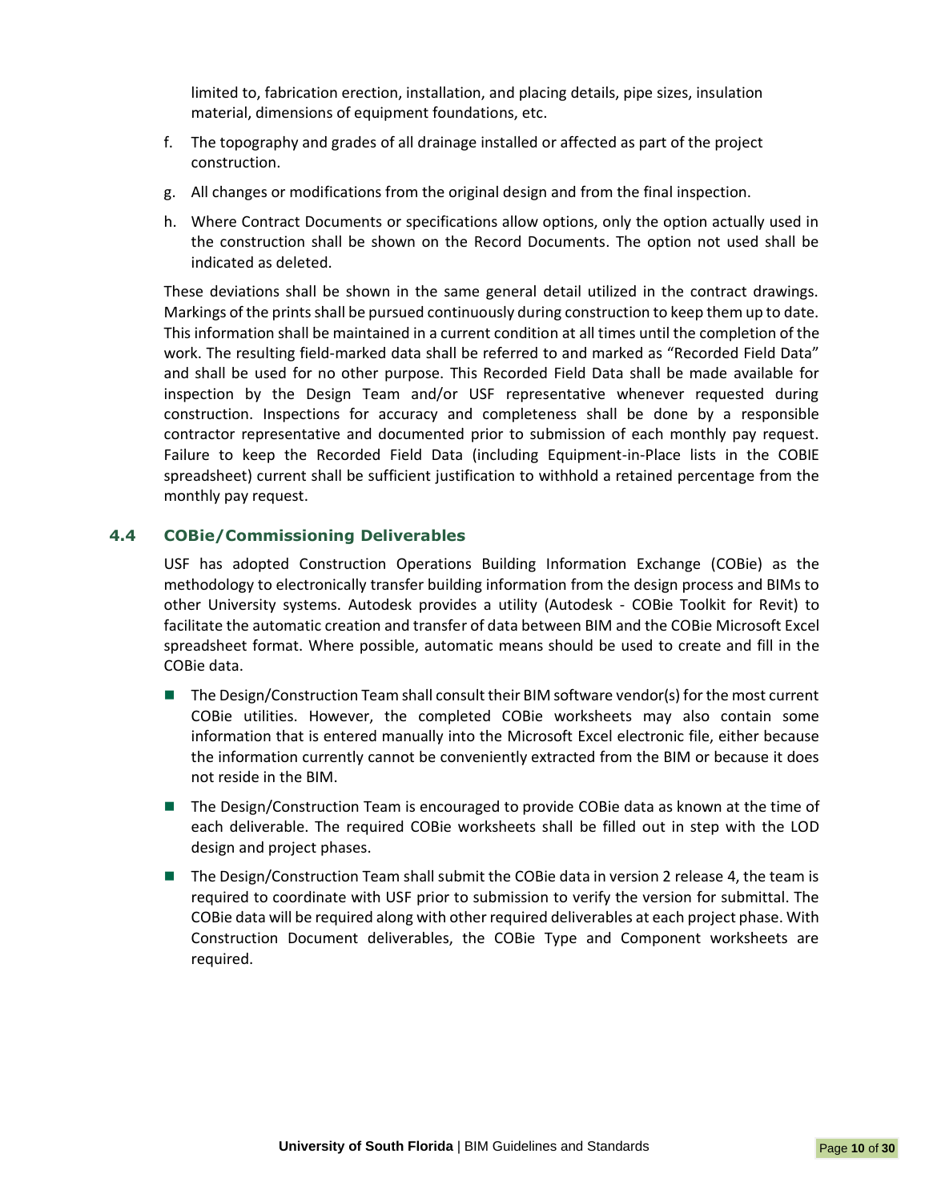limited to, fabrication erection, installation, and placing details, pipe sizes, insulation material, dimensions of equipment foundations, etc.

f. The topography and grades of all drainage installed or affected as part of the project construction.

g. All changes or modifications from the original design and from the final inspection.

h. Where Contract Documents or specifications allow options, only the option actually used in the construction shall be shown on the Record Documents. The option not used shall be indicated as deleted.

These deviations shall be shown in the same general detail utilized in the contract drawings. Markings of the prints shall be pursued continuously during construction to keep them up to date. This information shall be maintained in a current condition at all times until the completion of the work. The resulting field-marked data shall be referred to and marked as "Recorded Field Data" and shall be used for no other purpose. This Recorded Field Data shall be made available for inspection by the Design Team and/or USF representative whenever requested during construction. Inspections for accuracy and completeness shall be done by a responsible contractor representative and documented prior to submission of each monthly pay request. Failure to keep the Recorded Field Data (including Equipment-in-Place lists in the COBIE spreadsheet) current shall be sufficient justification to withhold a retained percentage from the monthly pay request.

### 4.4 COBie/Commissioning Deliverables

USF has adopted Construction Operations Building Information Exchange (COBie) as the methodology to electronically transfer building information from the design process and BIMs to other University systems. Autodesk provides a utility (Autodesk - COBie Toolkit for Revit) to facilitate the automatic creation and transfer of data between BIM and the COBie Microsoft Excel spreadsheet format. Where possible, automatic means should be used to create and fill in the COBie data.

- The Design/Construction Team shall consult their BIM software vendor(s) for the most current COBie utilities. However, the completed COBie worksheets may also contain some information that is entered manually into the Microsoft Excel electronic file, either because the information currently cannot be conveniently extracted from the BIM or because it does not reside in the BIM.
- The Design/Construction Team is encouraged to provide COBie data as known at the time of each deliverable. The required COBie worksheets shall be filled out in step with the LOD design and project phases.
- The Design/Construction Team shall submit the COBie data in version 2 release 4, the team is required to coordinate with USF prior to submission to verify the version for submittal. The COBie data will be required along with other required deliverables at each project phase. With Construction Document deliverables, the COBie Type and Component worksheets are required.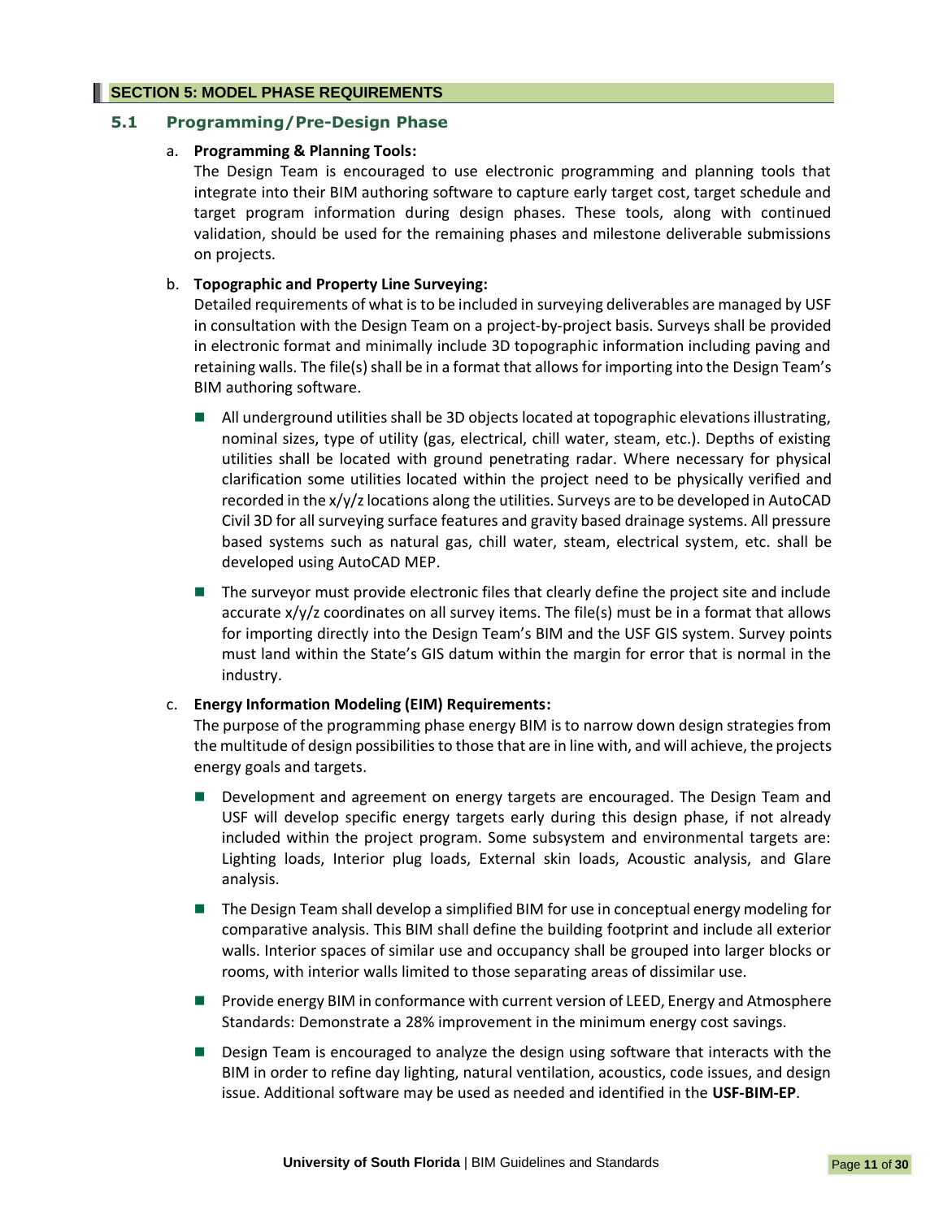## SECTION 5: MODEL PHASE REQUIREMENTS

### 5.1 Programming/Pre-Design Phase

a. **Programming & Planning Tools:**
The Design Team is encouraged to use electronic programming and planning tools that integrate into their BIM authoring software to capture early target cost, target schedule and target program information during design phases. These tools, along with continued validation, should be used for the remaining phases and milestone deliverable submissions on projects.

b. **Topographic and Property Line Surveying:**
Detailed requirements of what is to be included in surveying deliverables are managed by USF in consultation with the Design Team on a project-by-project basis. Surveys shall be provided in electronic format and minimally include 3D topographic information including paving and retaining walls. The file(s) shall be in a format that allows for importing into the Design Team's BIM authoring software.

- All underground utilities shall be 3D objects located at topographic elevations illustrating, nominal sizes, type of utility (gas, electrical, chill water, steam, etc.). Depths of existing utilities shall be located with ground penetrating radar. Where necessary for physical clarification some utilities located within the project need to be physically verified and recorded in the x/y/z locations along the utilities. Surveys are to be developed in AutoCAD Civil 3D for all surveying surface features and gravity based drainage systems. All pressure based systems such as natural gas, chill water, steam, electrical system, etc. shall be developed using AutoCAD MEP.
- The surveyor must provide electronic files that clearly define the project site and include accurate x/y/z coordinates on all survey items. The file(s) must be in a format that allows for importing directly into the Design Team's BIM and the USF GIS system. Survey points must land within the State's GIS datum within the margin for error that is normal in the industry.

c. **Energy Information Modeling (EIM) Requirements:**
The purpose of the programming phase energy BIM is to narrow down design strategies from the multitude of design possibilities to those that are in line with, and will achieve, the projects energy goals and targets.

- Development and agreement on energy targets are encouraged. The Design Team and USF will develop specific energy targets early during this design phase, if not already included within the project program. Some subsystem and environmental targets are: Lighting loads, Interior plug loads, External skin loads, Acoustic analysis, and Glare analysis.
- The Design Team shall develop a simplified BIM for use in conceptual energy modeling for comparative analysis. This BIM shall define the building footprint and include all exterior walls. Interior spaces of similar use and occupancy shall be grouped into larger blocks or rooms, with interior walls limited to those separating areas of dissimilar use.
- Provide energy BIM in conformance with current version of LEED, Energy and Atmosphere Standards: Demonstrate a 28% improvement in the minimum energy cost savings.
- Design Team is encouraged to analyze the design using software that interacts with the BIM in order to refine day lighting, natural ventilation, acoustics, code issues, and design issue. Additional software may be used as needed and identified in the **USF-BIM-EP**.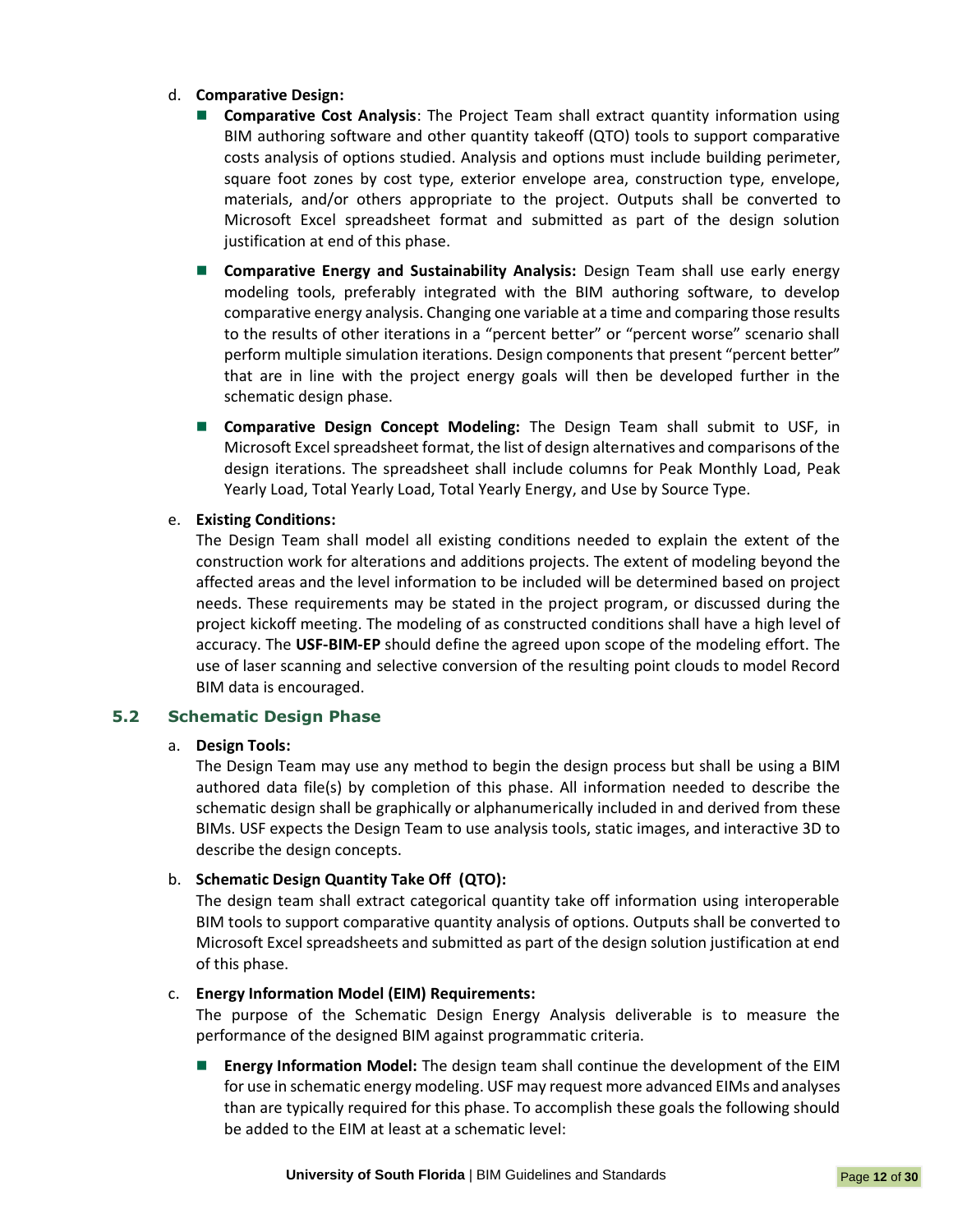d. **Comparative Design:**

- **Comparative Cost Analysis**: The Project Team shall extract quantity information using BIM authoring software and other quantity takeoff (QTO) tools to support comparative costs analysis of options studied. Analysis and options must include building perimeter, square foot zones by cost type, exterior envelope area, construction type, envelope, materials, and/or others appropriate to the project. Outputs shall be converted to Microsoft Excel spreadsheet format and submitted as part of the design solution justification at end of this phase.

- **Comparative Energy and Sustainability Analysis:** Design Team shall use early energy modeling tools, preferably integrated with the BIM authoring software, to develop comparative energy analysis. Changing one variable at a time and comparing those results to the results of other iterations in a "percent better" or "percent worse" scenario shall perform multiple simulation iterations. Design components that present "percent better" that are in line with the project energy goals will then be developed further in the schematic design phase.

- **Comparative Design Concept Modeling:** The Design Team shall submit to USF, in Microsoft Excel spreadsheet format, the list of design alternatives and comparisons of the design iterations. The spreadsheet shall include columns for Peak Monthly Load, Peak Yearly Load, Total Yearly Load, Total Yearly Energy, and Use by Source Type.

e. **Existing Conditions:**

The Design Team shall model all existing conditions needed to explain the extent of the construction work for alterations and additions projects. The extent of modeling beyond the affected areas and the level information to be included will be determined based on project needs. These requirements may be stated in the project program, or discussed during the project kickoff meeting. The modeling of as constructed conditions shall have a high level of accuracy. The **USF-BIM-EP** should define the agreed upon scope of the modeling effort. The use of laser scanning and selective conversion of the resulting point clouds to model Record BIM data is encouraged.

## 5.2 Schematic Design Phase

a. **Design Tools:**

The Design Team may use any method to begin the design process but shall be using a BIM authored data file(s) by completion of this phase. All information needed to describe the schematic design shall be graphically or alphanumerically included in and derived from these BIMs. USF expects the Design Team to use analysis tools, static images, and interactive 3D to describe the design concepts.

b. **Schematic Design Quantity Take Off (QTO):**

The design team shall extract categorical quantity take off information using interoperable BIM tools to support comparative quantity analysis of options. Outputs shall be converted to Microsoft Excel spreadsheets and submitted as part of the design solution justification at end of this phase.

c. **Energy Information Model (EIM) Requirements:**

The purpose of the Schematic Design Energy Analysis deliverable is to measure the performance of the designed BIM against programmatic criteria.

- **Energy Information Model:** The design team shall continue the development of the EIM for use in schematic energy modeling. USF may request more advanced EIMs and analyses than are typically required for this phase. To accomplish these goals the following should be added to the EIM at least at a schematic level: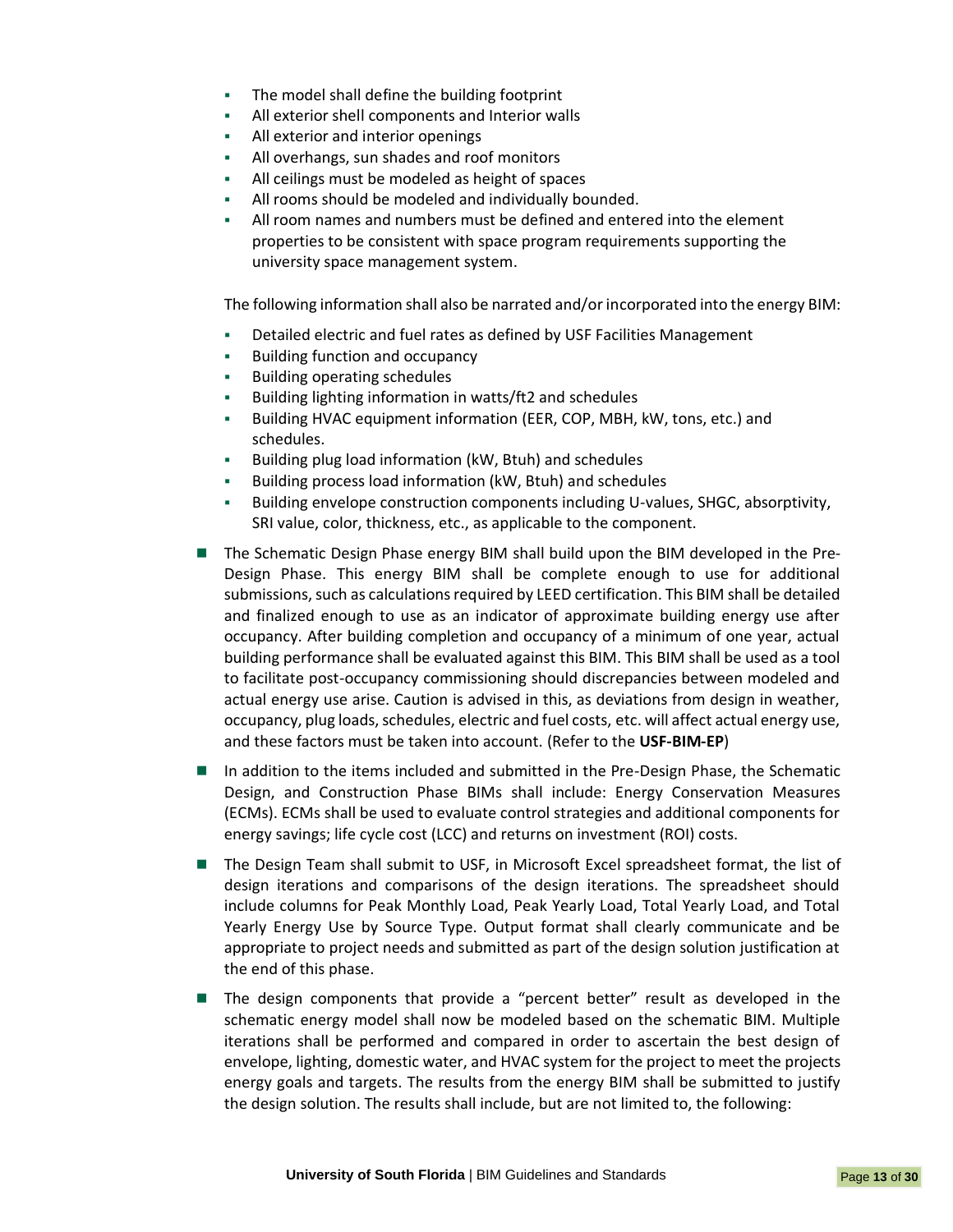- The model shall define the building footprint
- All exterior shell components and Interior walls
- All exterior and interior openings
- All overhangs, sun shades and roof monitors
- All ceilings must be modeled as height of spaces
- All rooms should be modeled and individually bounded.
- All room names and numbers must be defined and entered into the element properties to be consistent with space program requirements supporting the university space management system.

The following information shall also be narrated and/or incorporated into the energy BIM:

- Detailed electric and fuel rates as defined by USF Facilities Management
- Building function and occupancy
- Building operating schedules
- Building lighting information in watts/ft2 and schedules
- Building HVAC equipment information (EER, COP, MBH, kW, tons, etc.) and schedules.
- Building plug load information (kW, Btuh) and schedules
- Building process load information (kW, Btuh) and schedules
- Building envelope construction components including U-values, SHGC, absorptivity, SRI value, color, thickness, etc., as applicable to the component.

- The Schematic Design Phase energy BIM shall build upon the BIM developed in the Pre-Design Phase. This energy BIM shall be complete enough to use for additional submissions, such as calculations required by LEED certification. This BIM shall be detailed and finalized enough to use as an indicator of approximate building energy use after occupancy. After building completion and occupancy of a minimum of one year, actual building performance shall be evaluated against this BIM. This BIM shall be used as a tool to facilitate post-occupancy commissioning should discrepancies between modeled and actual energy use arise. Caution is advised in this, as deviations from design in weather, occupancy, plug loads, schedules, electric and fuel costs, etc. will affect actual energy use, and these factors must be taken into account. (Refer to the **USF-BIM-EP**)
- In addition to the items included and submitted in the Pre-Design Phase, the Schematic Design, and Construction Phase BIMs shall include: Energy Conservation Measures (ECMs). ECMs shall be used to evaluate control strategies and additional components for energy savings; life cycle cost (LCC) and returns on investment (ROI) costs.
- The Design Team shall submit to USF, in Microsoft Excel spreadsheet format, the list of design iterations and comparisons of the design iterations. The spreadsheet should include columns for Peak Monthly Load, Peak Yearly Load, Total Yearly Load, and Total Yearly Energy Use by Source Type. Output format shall clearly communicate and be appropriate to project needs and submitted as part of the design solution justification at the end of this phase.
- The design components that provide a "percent better" result as developed in the schematic energy model shall now be modeled based on the schematic BIM. Multiple iterations shall be performed and compared in order to ascertain the best design of envelope, lighting, domestic water, and HVAC system for the project to meet the projects energy goals and targets. The results from the energy BIM shall be submitted to justify the design solution. The results shall include, but are not limited to, the following: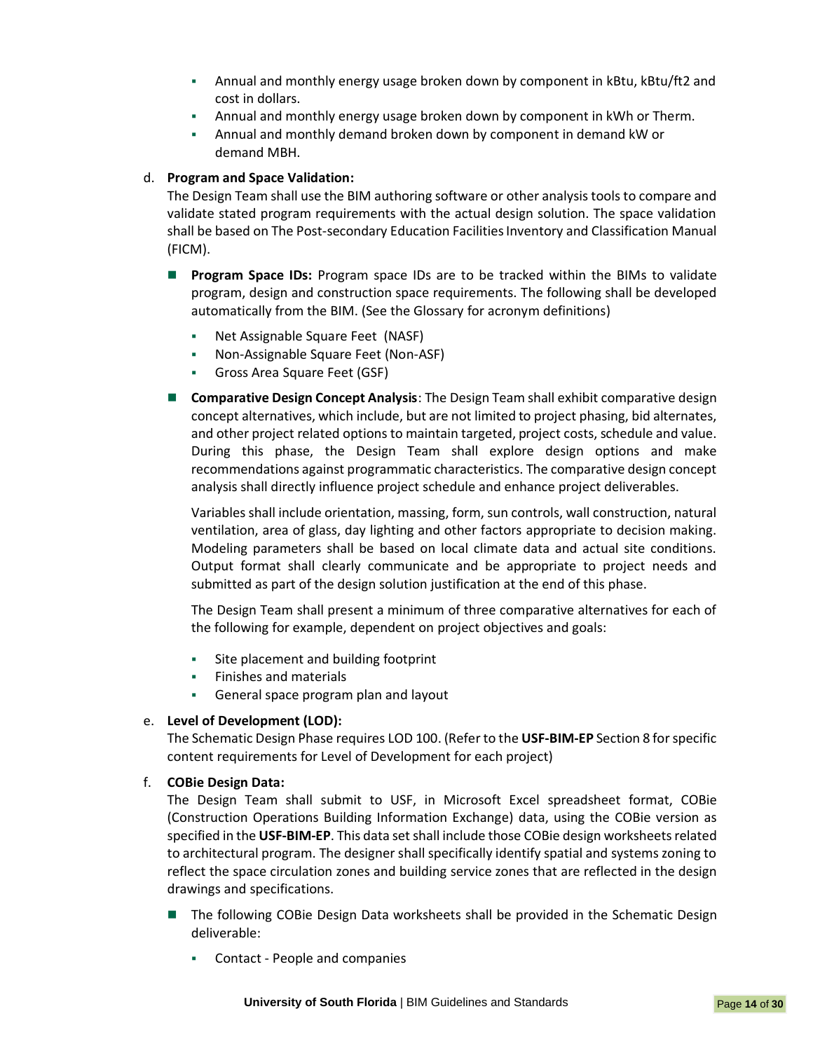- Annual and monthly energy usage broken down by component in kBtu, kBtu/ft2 and cost in dollars.
- Annual and monthly energy usage broken down by component in kWh or Therm.
- Annual and monthly demand broken down by component in demand kW or demand MBH.

d. **Program and Space Validation:**
The Design Team shall use the BIM authoring software or other analysis tools to compare and validate stated program requirements with the actual design solution. The space validation shall be based on The Post-secondary Education Facilities Inventory and Classification Manual (FICM).

- **Program Space IDs:** Program space IDs are to be tracked within the BIMs to validate program, design and construction space requirements. The following shall be developed automatically from the BIM. (See the Glossary for acronym definitions)
  - Net Assignable Square Feet (NASF)
  - Non-Assignable Square Feet (Non-ASF)
  - Gross Area Square Feet (GSF)
- **Comparative Design Concept Analysis**: The Design Team shall exhibit comparative design concept alternatives, which include, but are not limited to project phasing, bid alternates, and other project related options to maintain targeted, project costs, schedule and value. During this phase, the Design Team shall explore design options and make recommendations against programmatic characteristics. The comparative design concept analysis shall directly influence project schedule and enhance project deliverables.

  Variables shall include orientation, massing, form, sun controls, wall construction, natural ventilation, area of glass, day lighting and other factors appropriate to decision making. Modeling parameters shall be based on local climate data and actual site conditions. Output format shall clearly communicate and be appropriate to project needs and submitted as part of the design solution justification at the end of this phase.

  The Design Team shall present a minimum of three comparative alternatives for each of the following for example, dependent on project objectives and goals:
  - Site placement and building footprint
  - Finishes and materials
  - General space program plan and layout

e. **Level of Development (LOD):**
The Schematic Design Phase requires LOD 100. (Refer to the **USF-BIM-EP** Section 8 for specific content requirements for Level of Development for each project)

f. **COBie Design Data:**
The Design Team shall submit to USF, in Microsoft Excel spreadsheet format, COBie (Construction Operations Building Information Exchange) data, using the COBie version as specified in the **USF-BIM-EP**. This data set shall include those COBie design worksheets related to architectural program. The designer shall specifically identify spatial and systems zoning to reflect the space circulation zones and building service zones that are reflected in the design drawings and specifications.

- The following COBie Design Data worksheets shall be provided in the Schematic Design deliverable:
  - Contact - People and companies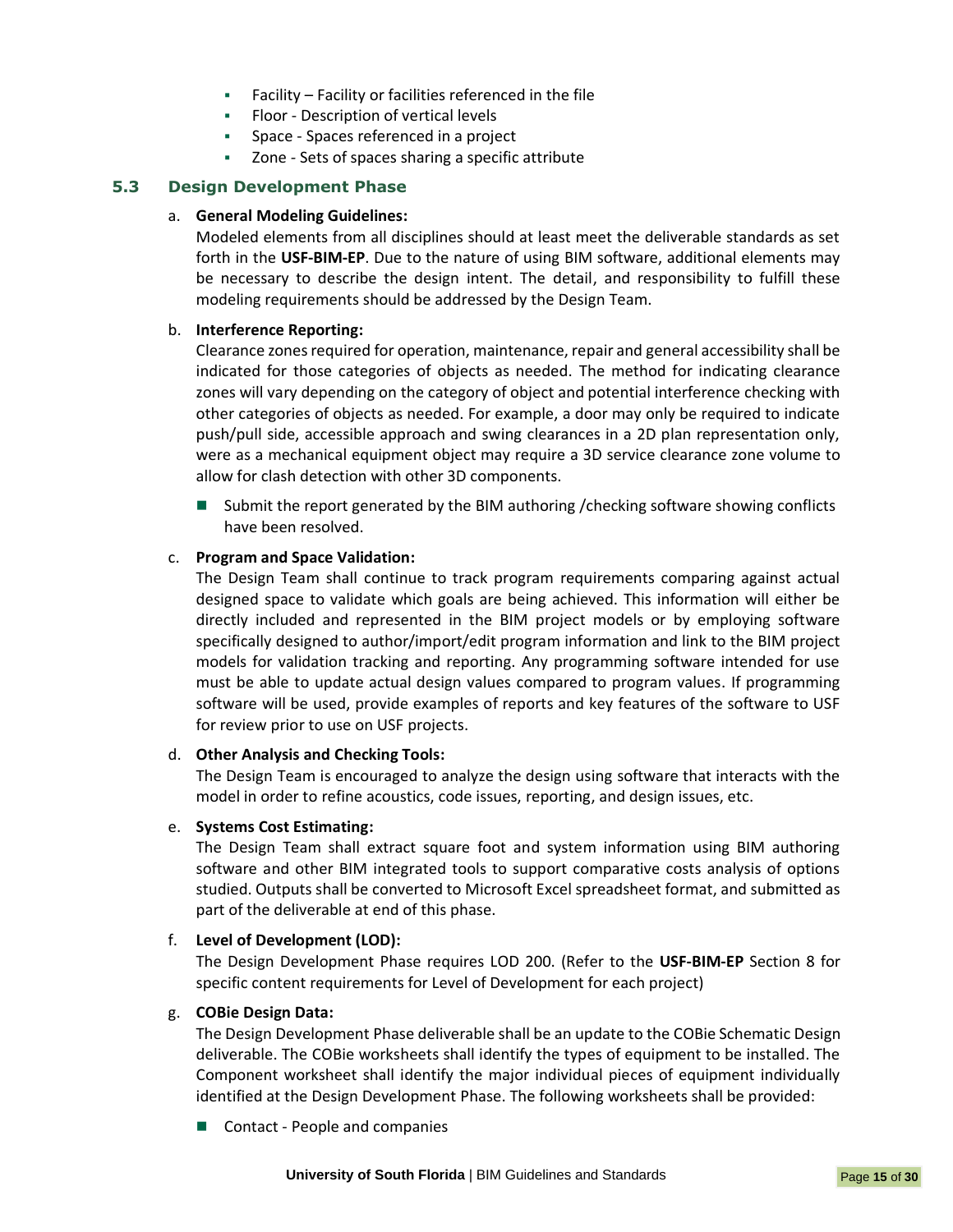- Facility – Facility or facilities referenced in the file
- Floor - Description of vertical levels
- Space - Spaces referenced in a project
- Zone - Sets of spaces sharing a specific attribute

### 5.3 Design Development Phase

a. **General Modeling Guidelines:**
Modeled elements from all disciplines should at least meet the deliverable standards as set forth in the **USF-BIM-EP**. Due to the nature of using BIM software, additional elements may be necessary to describe the design intent. The detail, and responsibility to fulfill these modeling requirements should be addressed by the Design Team.

b. **Interference Reporting:**
Clearance zones required for operation, maintenance, repair and general accessibility shall be indicated for those categories of objects as needed. The method for indicating clearance zones will vary depending on the category of object and potential interference checking with other categories of objects as needed. For example, a door may only be required to indicate push/pull side, accessible approach and swing clearances in a 2D plan representation only, were as a mechanical equipment object may require a 3D service clearance zone volume to allow for clash detection with other 3D components.

- Submit the report generated by the BIM authoring /checking software showing conflicts have been resolved.

c. **Program and Space Validation:**
The Design Team shall continue to track program requirements comparing against actual designed space to validate which goals are being achieved. This information will either be directly included and represented in the BIM project models or by employing software specifically designed to author/import/edit program information and link to the BIM project models for validation tracking and reporting. Any programming software intended for use must be able to update actual design values compared to program values. If programming software will be used, provide examples of reports and key features of the software to USF for review prior to use on USF projects.

d. **Other Analysis and Checking Tools:**
The Design Team is encouraged to analyze the design using software that interacts with the model in order to refine acoustics, code issues, reporting, and design issues, etc.

e. **Systems Cost Estimating:**
The Design Team shall extract square foot and system information using BIM authoring software and other BIM integrated tools to support comparative costs analysis of options studied. Outputs shall be converted to Microsoft Excel spreadsheet format, and submitted as part of the deliverable at end of this phase.

f. **Level of Development (LOD):**
The Design Development Phase requires LOD 200. (Refer to the **USF-BIM-EP** Section 8 for specific content requirements for Level of Development for each project)

g. **COBie Design Data:**
The Design Development Phase deliverable shall be an update to the COBie Schematic Design deliverable. The COBie worksheets shall identify the types of equipment to be installed. The Component worksheet shall identify the major individual pieces of equipment individually identified at the Design Development Phase. The following worksheets shall be provided:

- Contact - People and companies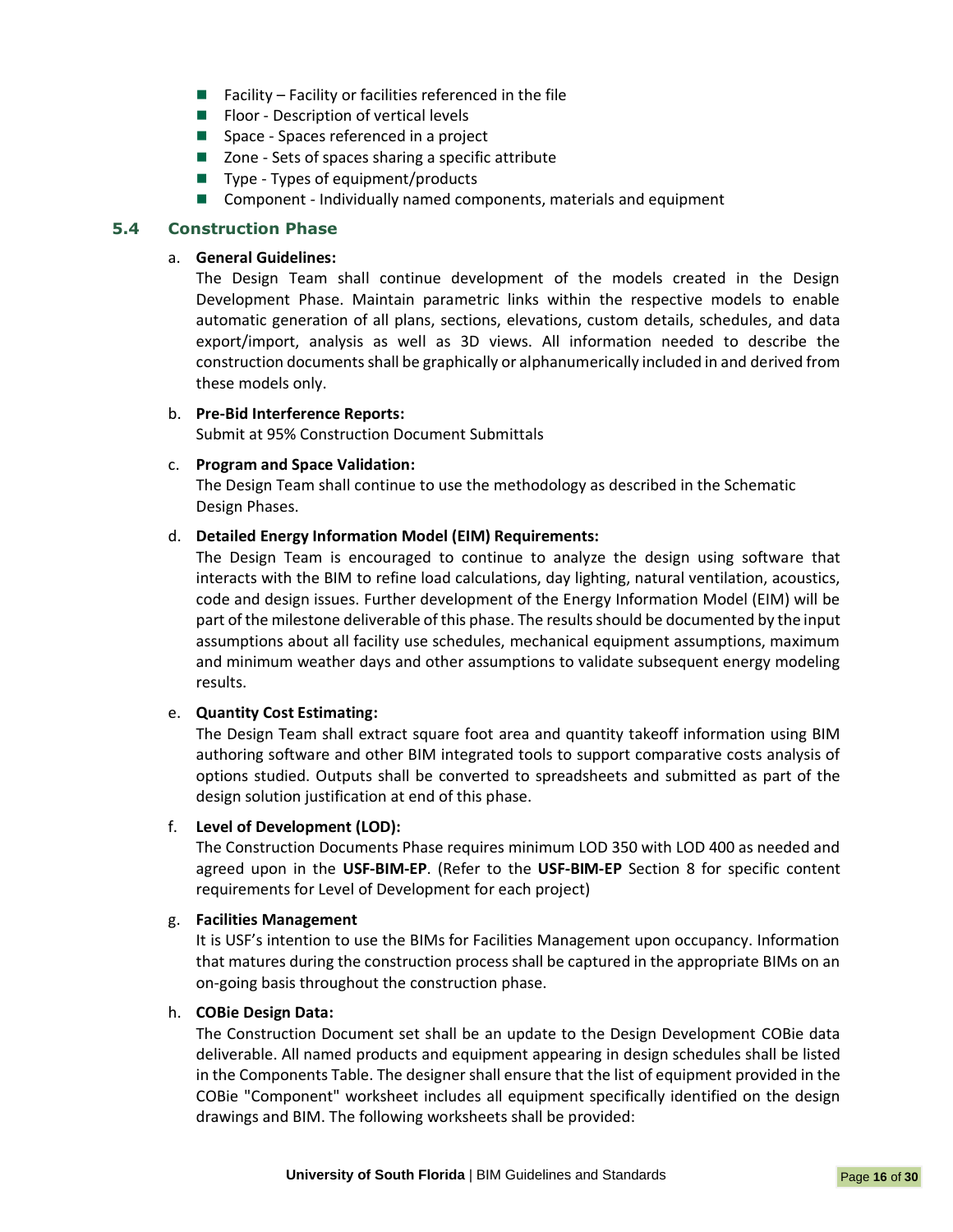- Facility – Facility or facilities referenced in the file
- Floor - Description of vertical levels
- Space - Spaces referenced in a project
- Zone - Sets of spaces sharing a specific attribute
- Type - Types of equipment/products
- Component - Individually named components, materials and equipment

### 5.4 Construction Phase

a. **General Guidelines:**
The Design Team shall continue development of the models created in the Design Development Phase. Maintain parametric links within the respective models to enable automatic generation of all plans, sections, elevations, custom details, schedules, and data export/import, analysis as well as 3D views. All information needed to describe the construction documents shall be graphically or alphanumerically included in and derived from these models only.

b. **Pre-Bid Interference Reports:**
Submit at 95% Construction Document Submittals

c. **Program and Space Validation:**
The Design Team shall continue to use the methodology as described in the Schematic Design Phases.

d. **Detailed Energy Information Model (EIM) Requirements:**
The Design Team is encouraged to continue to analyze the design using software that interacts with the BIM to refine load calculations, day lighting, natural ventilation, acoustics, code and design issues. Further development of the Energy Information Model (EIM) will be part of the milestone deliverable of this phase. The results should be documented by the input assumptions about all facility use schedules, mechanical equipment assumptions, maximum and minimum weather days and other assumptions to validate subsequent energy modeling results.

e. **Quantity Cost Estimating:**
The Design Team shall extract square foot area and quantity takeoff information using BIM authoring software and other BIM integrated tools to support comparative costs analysis of options studied. Outputs shall be converted to spreadsheets and submitted as part of the design solution justification at end of this phase.

f. **Level of Development (LOD):**
The Construction Documents Phase requires minimum LOD 350 with LOD 400 as needed and agreed upon in the **USF-BIM-EP**. (Refer to the **USF-BIM-EP** Section 8 for specific content requirements for Level of Development for each project)

g. **Facilities Management**
It is USF's intention to use the BIMs for Facilities Management upon occupancy. Information that matures during the construction process shall be captured in the appropriate BIMs on an on-going basis throughout the construction phase.

h. **COBie Design Data:**
The Construction Document set shall be an update to the Design Development COBie data deliverable. All named products and equipment appearing in design schedules shall be listed in the Components Table. The designer shall ensure that the list of equipment provided in the COBie "Component" worksheet includes all equipment specifically identified on the design drawings and BIM. The following worksheets shall be provided: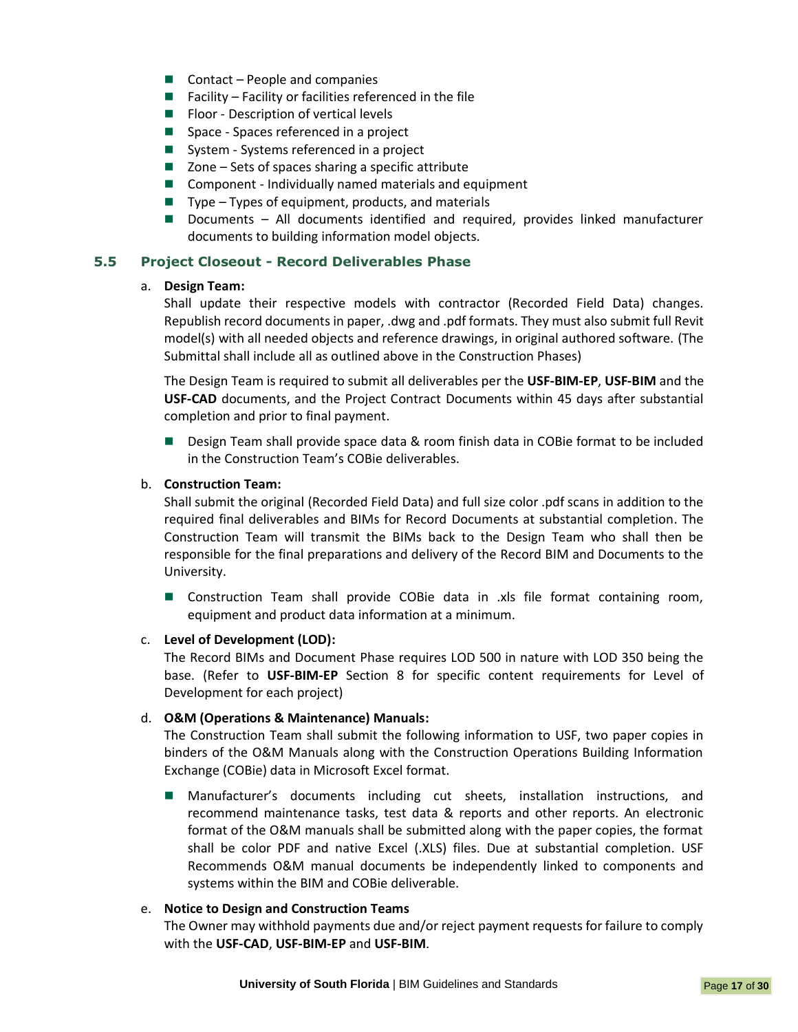- Contact – People and companies
- Facility – Facility or facilities referenced in the file
- Floor - Description of vertical levels
- Space - Spaces referenced in a project
- System - Systems referenced in a project
- Zone – Sets of spaces sharing a specific attribute
- Component - Individually named materials and equipment
- Type – Types of equipment, products, and materials
- Documents – All documents identified and required, provides linked manufacturer documents to building information model objects.

## 5.5 Project Closeout - Record Deliverables Phase

a. **Design Team:**
Shall update their respective models with contractor (Recorded Field Data) changes. Republish record documents in paper, .dwg and .pdf formats. They must also submit full Revit model(s) with all needed objects and reference drawings, in original authored software. (The Submittal shall include all as outlined above in the Construction Phases)

The Design Team is required to submit all deliverables per the **USF-BIM-EP**, **USF-BIM** and the **USF-CAD** documents, and the Project Contract Documents within 45 days after substantial completion and prior to final payment.

- Design Team shall provide space data & room finish data in COBie format to be included in the Construction Team's COBie deliverables.

b. **Construction Team:**
Shall submit the original (Recorded Field Data) and full size color .pdf scans in addition to the required final deliverables and BIMs for Record Documents at substantial completion. The Construction Team will transmit the BIMs back to the Design Team who shall then be responsible for the final preparations and delivery of the Record BIM and Documents to the University.

- Construction Team shall provide COBie data in .xls file format containing room, equipment and product data information at a minimum.

c. **Level of Development (LOD):**
The Record BIMs and Document Phase requires LOD 500 in nature with LOD 350 being the base. (Refer to **USF-BIM-EP** Section 8 for specific content requirements for Level of Development for each project)

d. **O&M (Operations & Maintenance) Manuals:**
The Construction Team shall submit the following information to USF, two paper copies in binders of the O&M Manuals along with the Construction Operations Building Information Exchange (COBie) data in Microsoft Excel format.

- Manufacturer's documents including cut sheets, installation instructions, and recommend maintenance tasks, test data & reports and other reports. An electronic format of the O&M manuals shall be submitted along with the paper copies, the format shall be color PDF and native Excel (.XLS) files. Due at substantial completion. USF Recommends O&M manual documents be independently linked to components and systems within the BIM and COBie deliverable.

e. **Notice to Design and Construction Teams**
The Owner may withhold payments due and/or reject payment requests for failure to comply with the **USF-CAD**, **USF-BIM-EP** and **USF-BIM**.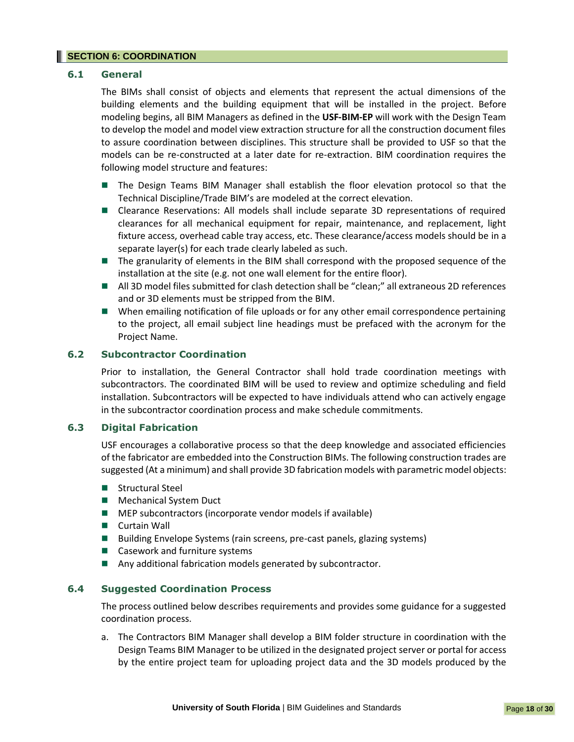## SECTION 6: COORDINATION

### 6.1 General

The BIMs shall consist of objects and elements that represent the actual dimensions of the building elements and the building equipment that will be installed in the project. Before modeling begins, all BIM Managers as defined in the **USF-BIM-EP** will work with the Design Team to develop the model and model view extraction structure for all the construction document files to assure coordination between disciplines. This structure shall be provided to USF so that the models can be re-constructed at a later date for re-extraction. BIM coordination requires the following model structure and features:

- The Design Teams BIM Manager shall establish the floor elevation protocol so that the Technical Discipline/Trade BIM's are modeled at the correct elevation.
- Clearance Reservations: All models shall include separate 3D representations of required clearances for all mechanical equipment for repair, maintenance, and replacement, light fixture access, overhead cable tray access, etc. These clearance/access models should be in a separate layer(s) for each trade clearly labeled as such.
- The granularity of elements in the BIM shall correspond with the proposed sequence of the installation at the site (e.g. not one wall element for the entire floor).
- All 3D model files submitted for clash detection shall be "clean;" all extraneous 2D references and or 3D elements must be stripped from the BIM.
- When emailing notification of file uploads or for any other email correspondence pertaining to the project, all email subject line headings must be prefaced with the acronym for the Project Name.

### 6.2 Subcontractor Coordination

Prior to installation, the General Contractor shall hold trade coordination meetings with subcontractors. The coordinated BIM will be used to review and optimize scheduling and field installation. Subcontractors will be expected to have individuals attend who can actively engage in the subcontractor coordination process and make schedule commitments.

### 6.3 Digital Fabrication

USF encourages a collaborative process so that the deep knowledge and associated efficiencies of the fabricator are embedded into the Construction BIMs. The following construction trades are suggested (At a minimum) and shall provide 3D fabrication models with parametric model objects:

- Structural Steel
- Mechanical System Duct
- MEP subcontractors (incorporate vendor models if available)
- Curtain Wall
- Building Envelope Systems (rain screens, pre-cast panels, glazing systems)
- Casework and furniture systems
- Any additional fabrication models generated by subcontractor.

### 6.4 Suggested Coordination Process

The process outlined below describes requirements and provides some guidance for a suggested coordination process.

a. The Contractors BIM Manager shall develop a BIM folder structure in coordination with the Design Teams BIM Manager to be utilized in the designated project server or portal for access by the entire project team for uploading project data and the 3D models produced by the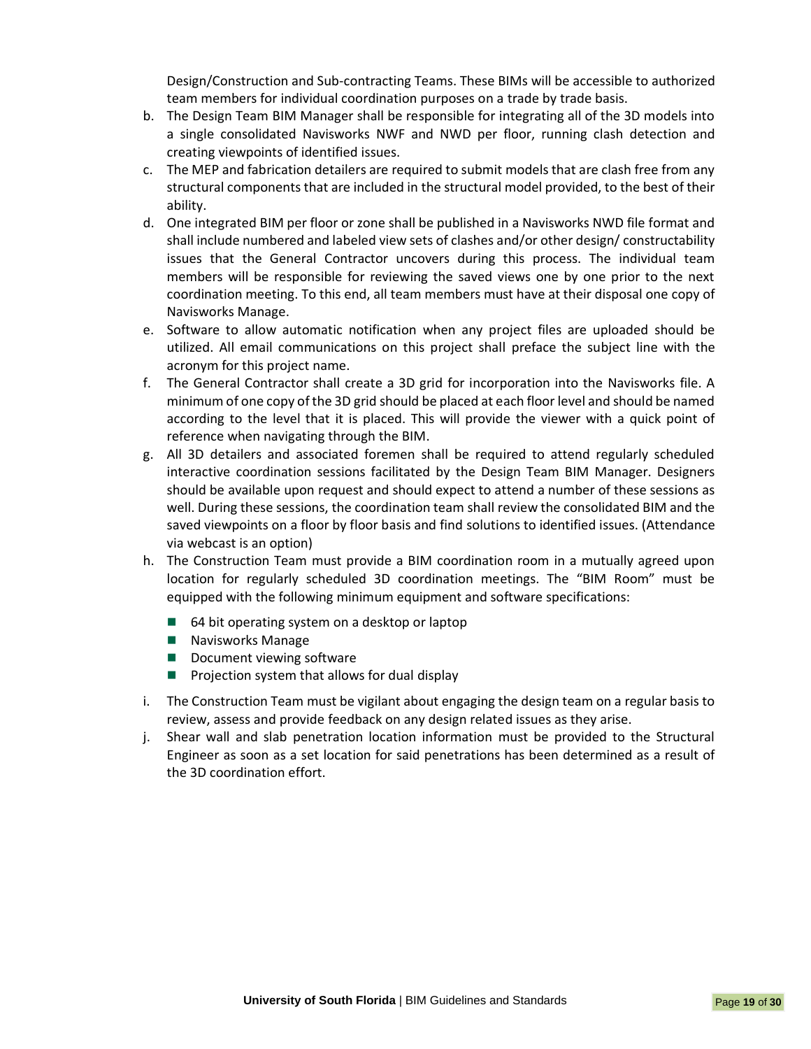Design/Construction and Sub-contracting Teams. These BIMs will be accessible to authorized team members for individual coordination purposes on a trade by trade basis.

b. The Design Team BIM Manager shall be responsible for integrating all of the 3D models into a single consolidated Navisworks NWF and NWD per floor, running clash detection and creating viewpoints of identified issues.
c. The MEP and fabrication detailers are required to submit models that are clash free from any structural components that are included in the structural model provided, to the best of their ability.
d. One integrated BIM per floor or zone shall be published in a Navisworks NWD file format and shall include numbered and labeled view sets of clashes and/or other design/ constructability issues that the General Contractor uncovers during this process. The individual team members will be responsible for reviewing the saved views one by one prior to the next coordination meeting. To this end, all team members must have at their disposal one copy of Navisworks Manage.
e. Software to allow automatic notification when any project files are uploaded should be utilized. All email communications on this project shall preface the subject line with the acronym for this project name.
f. The General Contractor shall create a 3D grid for incorporation into the Navisworks file. A minimum of one copy of the 3D grid should be placed at each floor level and should be named according to the level that it is placed. This will provide the viewer with a quick point of reference when navigating through the BIM.
g. All 3D detailers and associated foremen shall be required to attend regularly scheduled interactive coordination sessions facilitated by the Design Team BIM Manager. Designers should be available upon request and should expect to attend a number of these sessions as well. During these sessions, the coordination team shall review the consolidated BIM and the saved viewpoints on a floor by floor basis and find solutions to identified issues. (Attendance via webcast is an option)
h. The Construction Team must provide a BIM coordination room in a mutually agreed upon location for regularly scheduled 3D coordination meetings. The "BIM Room" must be equipped with the following minimum equipment and software specifications:
   - 64 bit operating system on a desktop or laptop
   - Navisworks Manage
   - Document viewing software
   - Projection system that allows for dual display
i. The Construction Team must be vigilant about engaging the design team on a regular basis to review, assess and provide feedback on any design related issues as they arise.
j. Shear wall and slab penetration location information must be provided to the Structural Engineer as soon as a set location for said penetrations has been determined as a result of the 3D coordination effort.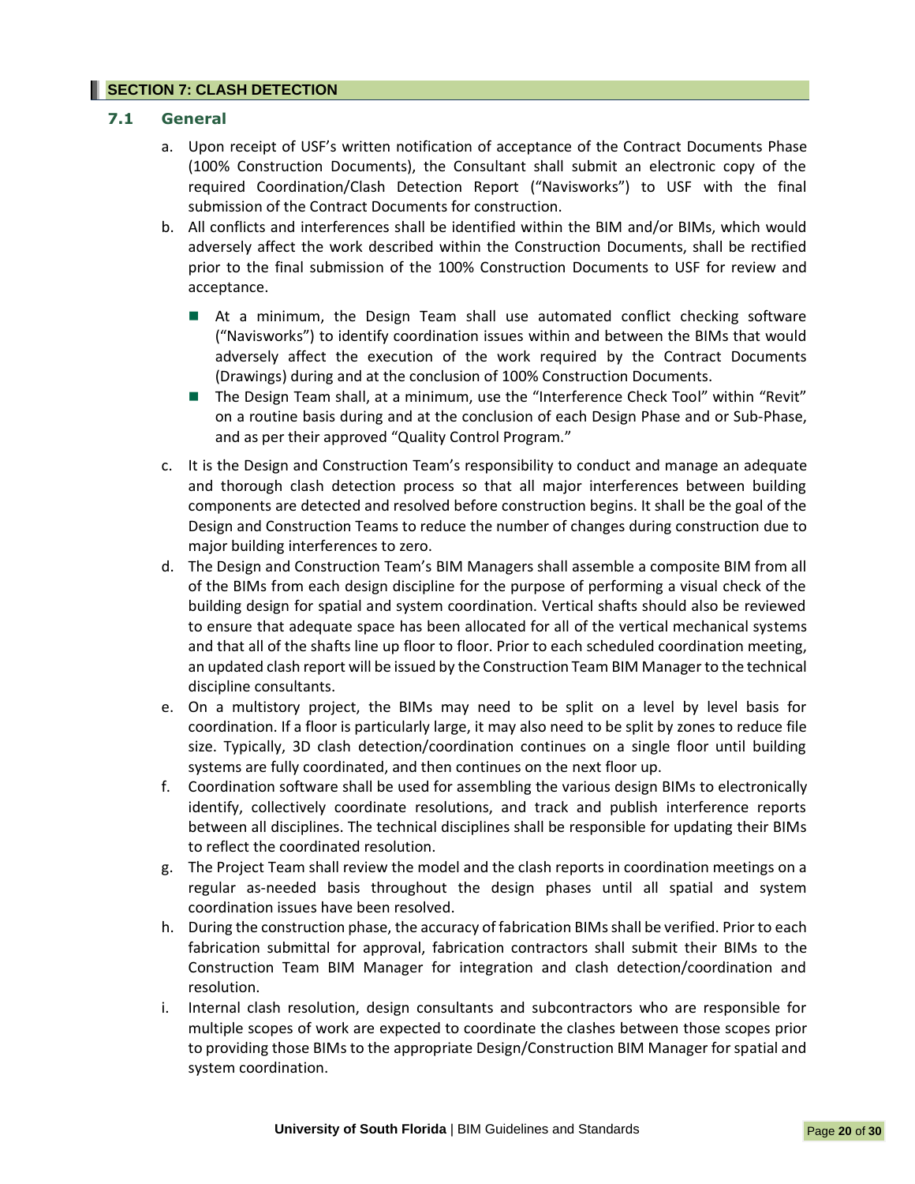## SECTION 7: CLASH DETECTION

### 7.1 General

a. Upon receipt of USF's written notification of acceptance of the Contract Documents Phase (100% Construction Documents), the Consultant shall submit an electronic copy of the required Coordination/Clash Detection Report ("Navisworks") to USF with the final submission of the Contract Documents for construction.

b. All conflicts and interferences shall be identified within the BIM and/or BIMs, which would adversely affect the work described within the Construction Documents, shall be rectified prior to the final submission of the 100% Construction Documents to USF for review and acceptance.

   - At a minimum, the Design Team shall use automated conflict checking software ("Navisworks") to identify coordination issues within and between the BIMs that would adversely affect the execution of the work required by the Contract Documents (Drawings) during and at the conclusion of 100% Construction Documents.
   - The Design Team shall, at a minimum, use the "Interference Check Tool" within "Revit" on a routine basis during and at the conclusion of each Design Phase and or Sub-Phase, and as per their approved "Quality Control Program."

c. It is the Design and Construction Team's responsibility to conduct and manage an adequate and thorough clash detection process so that all major interferences between building components are detected and resolved before construction begins. It shall be the goal of the Design and Construction Teams to reduce the number of changes during construction due to major building interferences to zero.

d. The Design and Construction Team's BIM Managers shall assemble a composite BIM from all of the BIMs from each design discipline for the purpose of performing a visual check of the building design for spatial and system coordination. Vertical shafts should also be reviewed to ensure that adequate space has been allocated for all of the vertical mechanical systems and that all of the shafts line up floor to floor. Prior to each scheduled coordination meeting, an updated clash report will be issued by the Construction Team BIM Manager to the technical discipline consultants.

e. On a multistory project, the BIMs may need to be split on a level by level basis for coordination. If a floor is particularly large, it may also need to be split by zones to reduce file size. Typically, 3D clash detection/coordination continues on a single floor until building systems are fully coordinated, and then continues on the next floor up.

f. Coordination software shall be used for assembling the various design BIMs to electronically identify, collectively coordinate resolutions, and track and publish interference reports between all disciplines. The technical disciplines shall be responsible for updating their BIMs to reflect the coordinated resolution.

g. The Project Team shall review the model and the clash reports in coordination meetings on a regular as-needed basis throughout the design phases until all spatial and system coordination issues have been resolved.

h. During the construction phase, the accuracy of fabrication BIMs shall be verified. Prior to each fabrication submittal for approval, fabrication contractors shall submit their BIMs to the Construction Team BIM Manager for integration and clash detection/coordination and resolution.

i. Internal clash resolution, design consultants and subcontractors who are responsible for multiple scopes of work are expected to coordinate the clashes between those scopes prior to providing those BIMs to the appropriate Design/Construction BIM Manager for spatial and system coordination.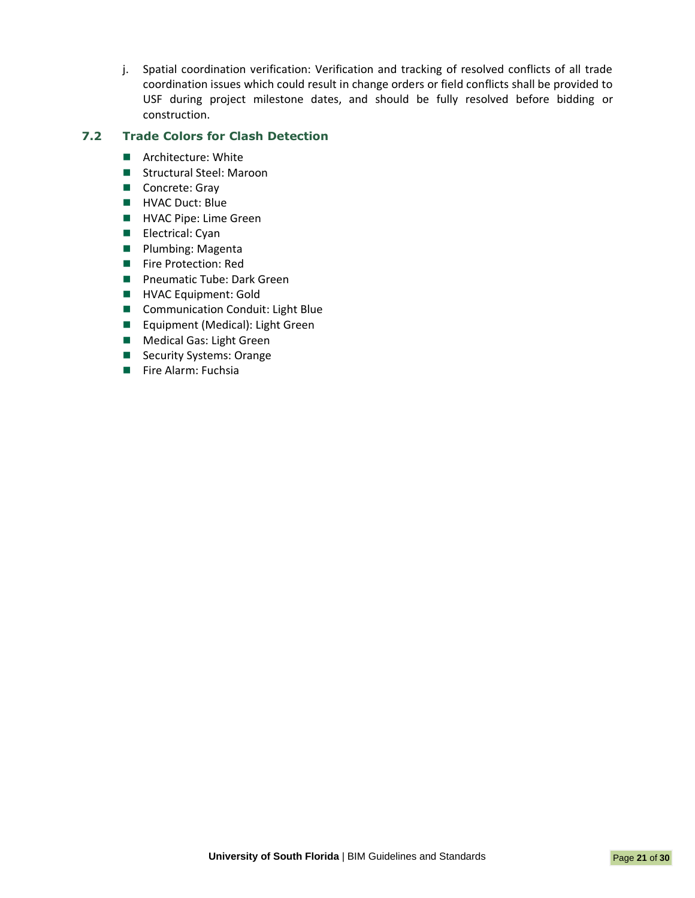j. Spatial coordination verification: Verification and tracking of resolved conflicts of all trade coordination issues which could result in change orders or field conflicts shall be provided to USF during project milestone dates, and should be fully resolved before bidding or construction.

### 7.2 Trade Colors for Clash Detection

- Architecture: White
- Structural Steel: Maroon
- Concrete: Gray
- HVAC Duct: Blue
- HVAC Pipe: Lime Green
- Electrical: Cyan
- Plumbing: Magenta
- Fire Protection: Red
- Pneumatic Tube: Dark Green
- HVAC Equipment: Gold
- Communication Conduit: Light Blue
- Equipment (Medical): Light Green
- Medical Gas: Light Green
- Security Systems: Orange
- Fire Alarm: Fuchsia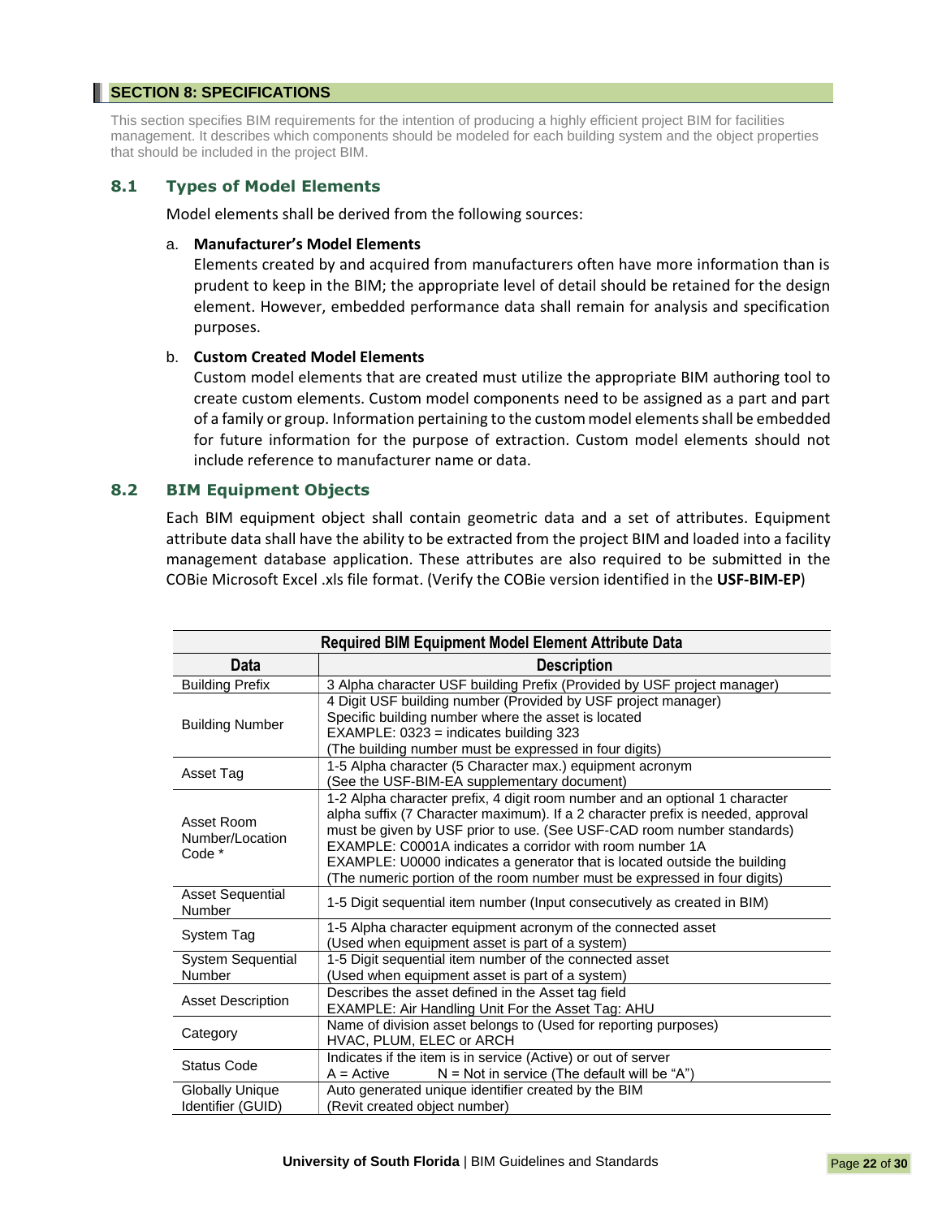## SECTION 8: SPECIFICATIONS

This section specifies BIM requirements for the intention of producing a highly efficient project BIM for facilities management. It describes which components should be modeled for each building system and the object properties that should be included in the project BIM.

### 8.1 Types of Model Elements

Model elements shall be derived from the following sources:

a. **Manufacturer's Model Elements**
Elements created by and acquired from manufacturers often have more information than is prudent to keep in the BIM; the appropriate level of detail should be retained for the design element. However, embedded performance data shall remain for analysis and specification purposes.

b. **Custom Created Model Elements**
Custom model elements that are created must utilize the appropriate BIM authoring tool to create custom elements. Custom model components need to be assigned as a part and part of a family or group. Information pertaining to the custom model elements shall be embedded for future information for the purpose of extraction. Custom model elements should not include reference to manufacturer name or data.

### 8.2 BIM Equipment Objects

Each BIM equipment object shall contain geometric data and a set of attributes. Equipment attribute data shall have the ability to be extracted from the project BIM and loaded into a facility management database application. These attributes are also required to be submitted in the COBie Microsoft Excel .xls file format. (Verify the COBie version identified in the **USF-BIM-EP**)

**Required BIM Equipment Model Element Attribute Data**

| Data | Description |
|---|---|
| Building Prefix | 3 Alpha character USF building Prefix (Provided by USF project manager) |
| Building Number | 4 Digit USF building number (Provided by USF project manager)<br>Specific building number where the asset is located<br>EXAMPLE: 0323 = indicates building 323<br>(The building number must be expressed in four digits) |
| Asset Tag | 1-5 Alpha character (5 Character max.) equipment acronym<br>(See the USF-BIM-EA supplementary document) |
| Asset Room Number/Location Code * | 1-2 Alpha character prefix, 4 digit room number and an optional 1 character alpha suffix (7 Character maximum). If a 2 character prefix is needed, approval must be given by USF prior to use. (See USF-CAD room number standards)<br>EXAMPLE: C0001A indicates a corridor with room number 1A<br>EXAMPLE: U0000 indicates a generator that is located outside the building<br>(The numeric portion of the room number must be expressed in four digits) |
| Asset Sequential Number | 1-5 Digit sequential item number (Input consecutively as created in BIM) |
| System Tag | 1-5 Alpha character equipment acronym of the connected asset<br>(Used when equipment asset is part of a system) |
| System Sequential Number | 1-5 Digit sequential item number of the connected asset<br>(Used when equipment asset is part of a system) |
| Asset Description | Describes the asset defined in the Asset tag field<br>EXAMPLE: Air Handling Unit For the Asset Tag: AHU |
| Category | Name of division asset belongs to (Used for reporting purposes)<br>HVAC, PLUM, ELEC or ARCH |
| Status Code | Indicates if the item is in service (Active) or out of server<br>A = Active N = Not in service (The default will be "A") |
| Globally Unique Identifier (GUID) | Auto generated unique identifier created by the BIM<br>(Revit created object number) |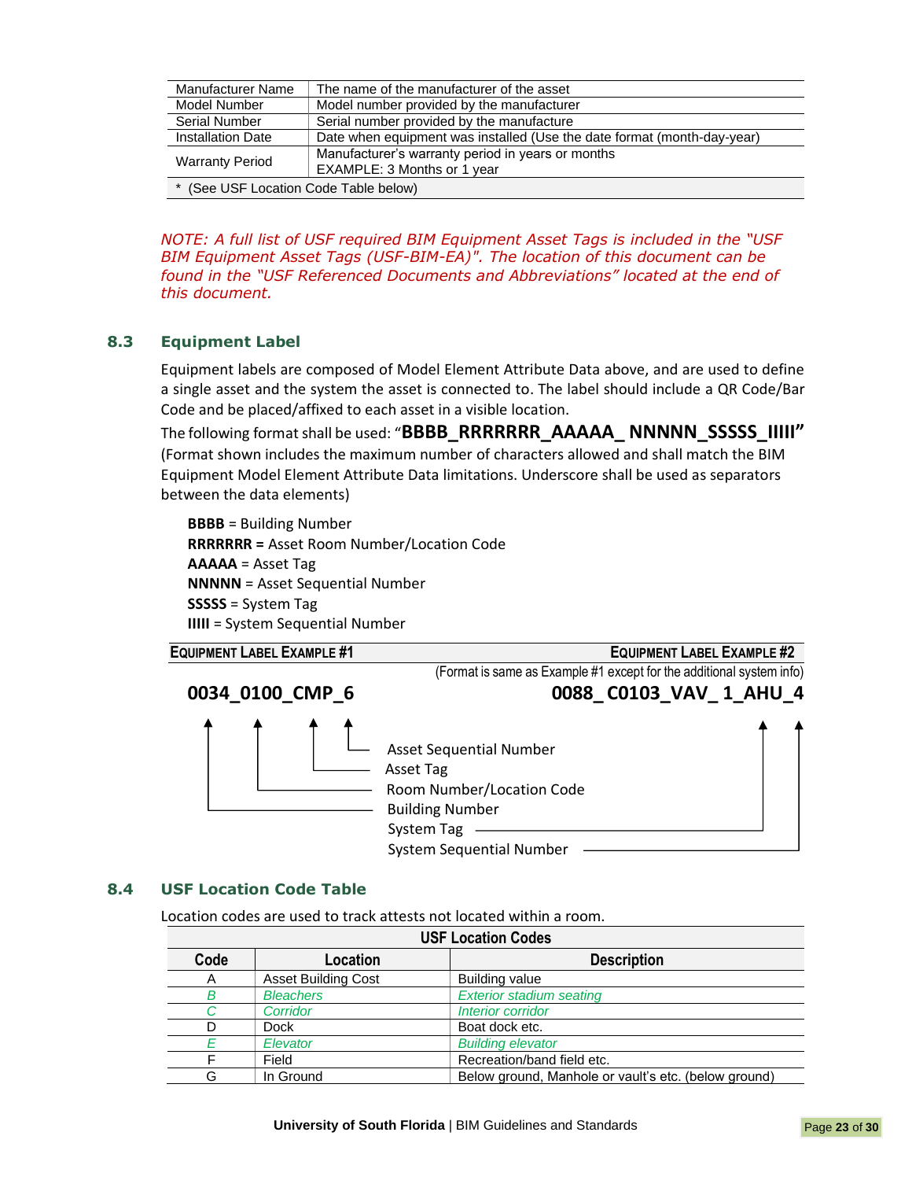| | |
|---|---|
| Manufacturer Name | The name of the manufacturer of the asset |
| Model Number | Model number provided by the manufacturer |
| Serial Number | Serial number provided by the manufacture |
| Installation Date | Date when equipment was installed (Use the date format (month-day-year) |
| Warranty Period | Manufacturer's warranty period in years or months<br>EXAMPLE: 3 Months or 1 year |
| * (See USF Location Code Table below) | |

*NOTE: A full list of USF required BIM Equipment Asset Tags is included in the "USF BIM Equipment Asset Tags (USF-BIM-EA)". The location of this document can be found in the "USF Referenced Documents and Abbreviations" located at the end of this document.*

## 8.3 Equipment Label

Equipment labels are composed of Model Element Attribute Data above, and are used to define a single asset and the system the asset is connected to. The label should include a QR Code/Bar Code and be placed/affixed to each asset in a visible location.

The following format shall be used: "**BBBB_RRRRRRR_AAAAA_ NNNNN_SSSSS_IIIII"** (Format shown includes the maximum number of characters allowed and shall match the BIM Equipment Model Element Attribute Data limitations. Underscore shall be used as separators between the data elements)

**BBBB** = Building Number
**RRRRRRR =** Asset Room Number/Location Code
**AAAAA** = Asset Tag
**NNNNN** = Asset Sequential Number
**SSSSS** = System Tag
**IIIII** = System Sequential Number

**EQUIPMENT LABEL EXAMPLE #1**

**0034_0100_CMP_6**

- 0034 → Building Number
- 0100 → Room Number/Location Code
- CMP → Asset Tag
- 6 → Asset Sequential Number

**EQUIPMENT LABEL EXAMPLE #2**

(Format is same as Example #1 except for the additional system info)

**0088_ C0103_VAV_ 1_AHU_4**

- AHU → System Tag
- 4 → System Sequential Number

## 8.4 USF Location Code Table

Location codes are used to track attests not located within a room.

| USF Location Codes | | |
|---|---|---|
| **Code** | **Location** | **Description** |
| A | Asset Building Cost | Building value |
| *B* | *Bleachers* | *Exterior stadium seating* |
| *C* | *Corridor* | *Interior corridor* |
| D | Dock | Boat dock etc. |
| *E* | *Elevator* | *Building elevator* |
| F | Field | Recreation/band field etc. |
| G | In Ground | Below ground, Manhole or vault's etc. (below ground) |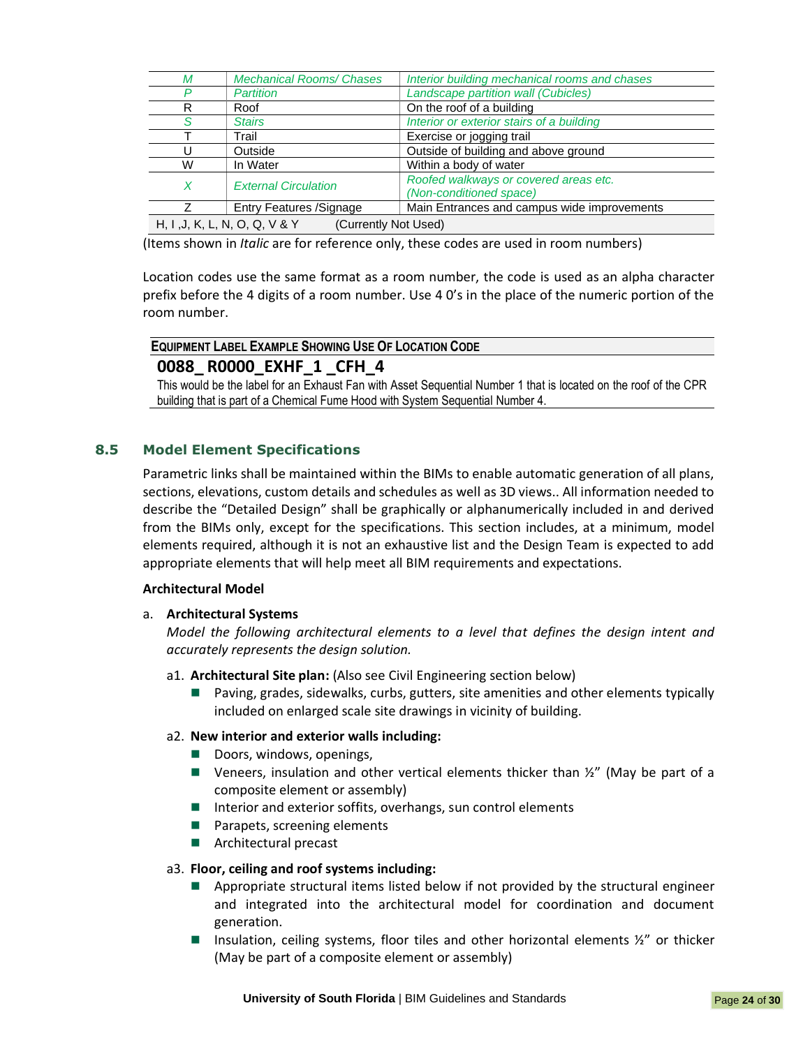| | | |
|---|---|---|
| *M* | *Mechanical Rooms/ Chases* | *Interior building mechanical rooms and chases* |
| *P* | *Partition* | *Landscape partition wall (Cubicles)* |
| R | Roof | On the roof of a building |
| *S* | *Stairs* | *Interior or exterior stairs of a building* |
| T | Trail | Exercise or jogging trail |
| U | Outside | Outside of building and above ground |
| W | In Water | Within a body of water |
| *X* | *External Circulation* | *Roofed walkways or covered areas etc. (Non-conditioned space)* |
| Z | Entry Features /Signage | Main Entrances and campus wide improvements |
| H, I ,J, K, L, N, O, Q, V & Y | (Currently Not Used) | |

(Items shown in *Italic* are for reference only, these codes are used in room numbers)

Location codes use the same format as a room number, the code is used as an alpha character prefix before the 4 digits of a room number. Use 4 0's in the place of the numeric portion of the room number.

**EQUIPMENT LABEL EXAMPLE SHOWING USE OF LOCATION CODE**

**0088_ R0000_EXHF_1 _CFH_4**

This would be the label for an Exhaust Fan with Asset Sequential Number 1 that is located on the roof of the CPR building that is part of a Chemical Fume Hood with System Sequential Number 4.

## 8.5 Model Element Specifications

Parametric links shall be maintained within the BIMs to enable automatic generation of all plans, sections, elevations, custom details and schedules as well as 3D views.. All information needed to describe the "Detailed Design" shall be graphically or alphanumerically included in and derived from the BIMs only, except for the specifications. This section includes, at a minimum, model elements required, although it is not an exhaustive list and the Design Team is expected to add appropriate elements that will help meet all BIM requirements and expectations.

**Architectural Model**

a. **Architectural Systems**

*Model the following architectural elements to a level that defines the design intent and accurately represents the design solution.*

a1. **Architectural Site plan:** (Also see Civil Engineering section below)

- Paving, grades, sidewalks, curbs, gutters, site amenities and other elements typically included on enlarged scale site drawings in vicinity of building.

a2. **New interior and exterior walls including:**

- Doors, windows, openings,
- Veneers, insulation and other vertical elements thicker than ½" (May be part of a composite element or assembly)
- Interior and exterior soffits, overhangs, sun control elements
- Parapets, screening elements
- Architectural precast

a3. **Floor, ceiling and roof systems including:**

- Appropriate structural items listed below if not provided by the structural engineer and integrated into the architectural model for coordination and document generation.
- Insulation, ceiling systems, floor tiles and other horizontal elements ½" or thicker (May be part of a composite element or assembly)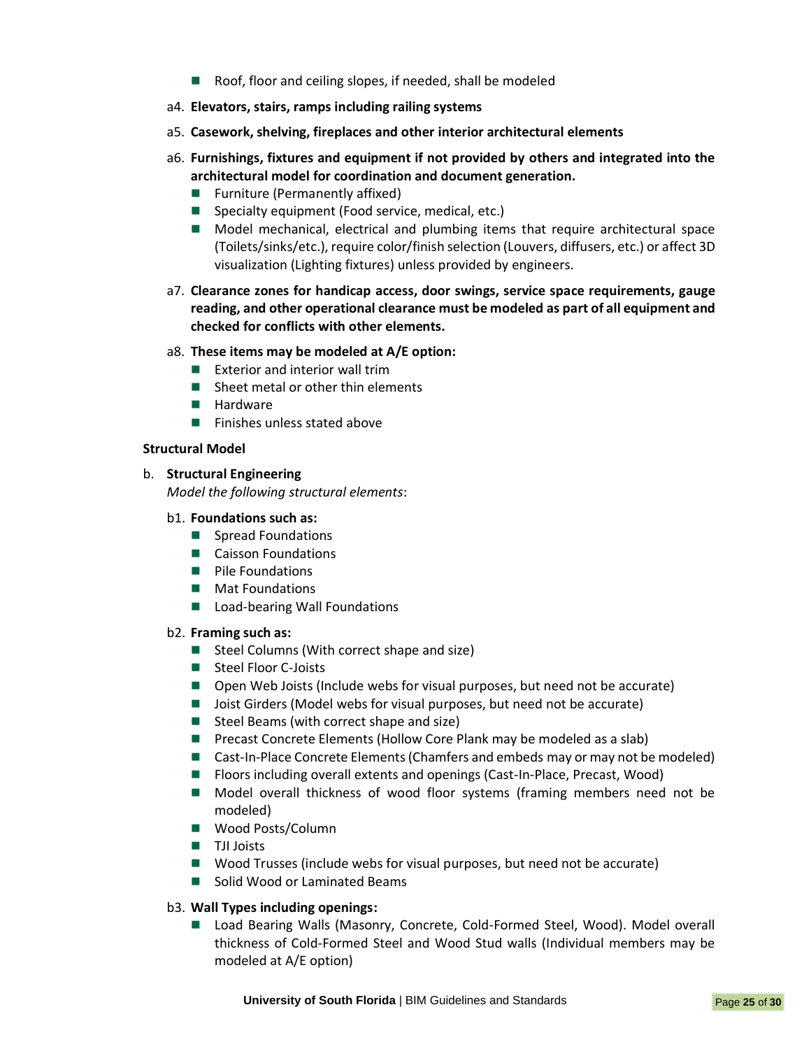- Roof, floor and ceiling slopes, if needed, shall be modeled

a4. **Elevators, stairs, ramps including railing systems**

a5. **Casework, shelving, fireplaces and other interior architectural elements**

a6. **Furnishings, fixtures and equipment if not provided by others and integrated into the architectural model for coordination and document generation.**

- Furniture (Permanently affixed)
- Specialty equipment (Food service, medical, etc.)
- Model mechanical, electrical and plumbing items that require architectural space (Toilets/sinks/etc.), require color/finish selection (Louvers, diffusers, etc.) or affect 3D visualization (Lighting fixtures) unless provided by engineers.

a7. **Clearance zones for handicap access, door swings, service space requirements, gauge reading, and other operational clearance must be modeled as part of all equipment and checked for conflicts with other elements.**

a8. **These items may be modeled at A/E option:**

- Exterior and interior wall trim
- Sheet metal or other thin elements
- Hardware
- Finishes unless stated above

**Structural Model**

b. **Structural Engineering**

*Model the following structural elements*:

b1. **Foundations such as:**

- Spread Foundations
- Caisson Foundations
- Pile Foundations
- Mat Foundations
- Load-bearing Wall Foundations

b2. **Framing such as:**

- Steel Columns (With correct shape and size)
- Steel Floor C-Joists
- Open Web Joists (Include webs for visual purposes, but need not be accurate)
- Joist Girders (Model webs for visual purposes, but need not be accurate)
- Steel Beams (with correct shape and size)
- Precast Concrete Elements (Hollow Core Plank may be modeled as a slab)
- Cast-In-Place Concrete Elements (Chamfers and embeds may or may not be modeled)
- Floors including overall extents and openings (Cast-In-Place, Precast, Wood)
- Model overall thickness of wood floor systems (framing members need not be modeled)
- Wood Posts/Column
- TJI Joists
- Wood Trusses (include webs for visual purposes, but need not be accurate)
- Solid Wood or Laminated Beams

b3. **Wall Types including openings:**

- Load Bearing Walls (Masonry, Concrete, Cold-Formed Steel, Wood). Model overall thickness of Cold-Formed Steel and Wood Stud walls (Individual members may be modeled at A/E option)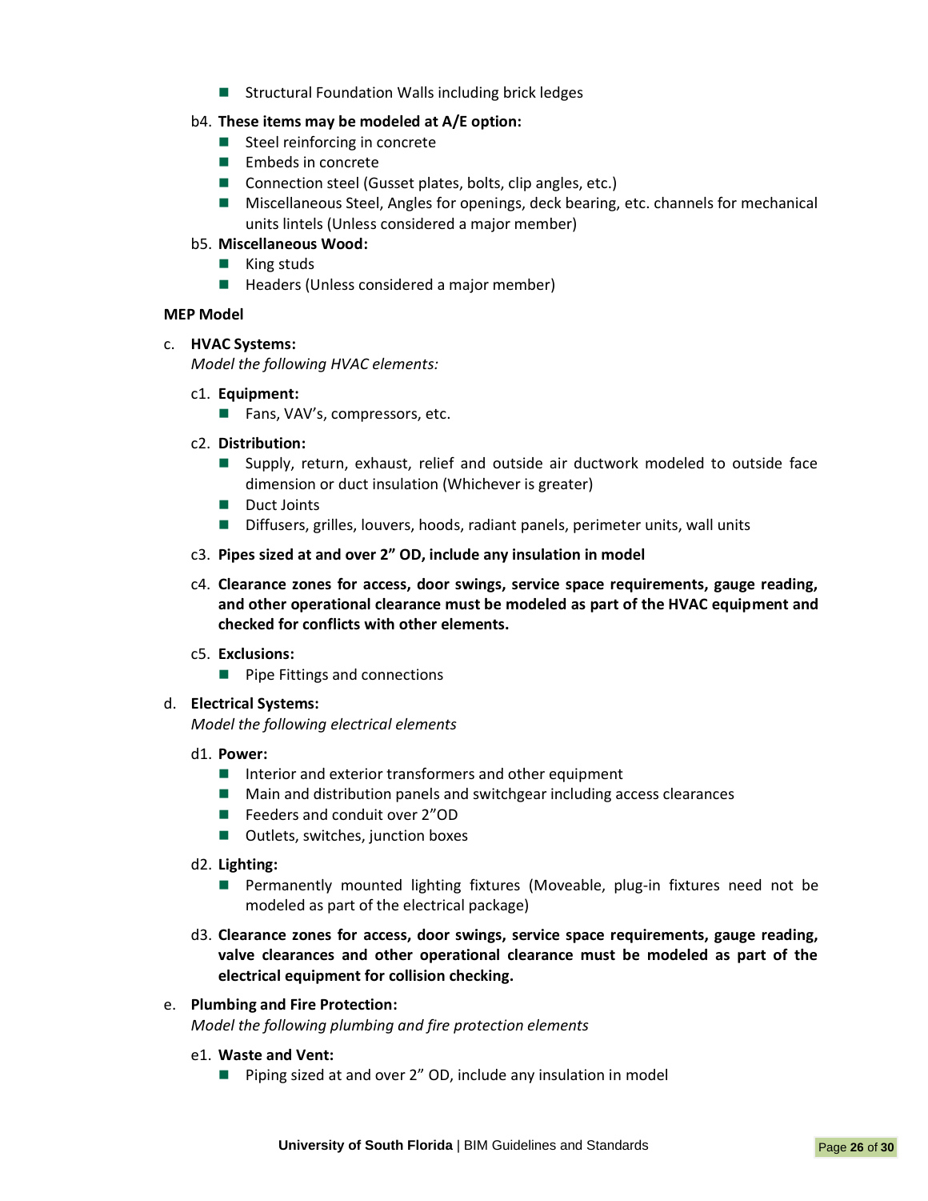- Structural Foundation Walls including brick ledges

b4. **These items may be modeled at A/E option:**

- Steel reinforcing in concrete
- Embeds in concrete
- Connection steel (Gusset plates, bolts, clip angles, etc.)
- Miscellaneous Steel, Angles for openings, deck bearing, etc. channels for mechanical units lintels (Unless considered a major member)

b5. **Miscellaneous Wood:**

- King studs
- Headers (Unless considered a major member)

**MEP Model**

c. **HVAC Systems:**

*Model the following HVAC elements:*

c1. **Equipment:**

- Fans, VAV's, compressors, etc.

c2. **Distribution:**

- Supply, return, exhaust, relief and outside air ductwork modeled to outside face dimension or duct insulation (Whichever is greater)
- Duct Joints
- Diffusers, grilles, louvers, hoods, radiant panels, perimeter units, wall units

c3. **Pipes sized at and over 2" OD, include any insulation in model**

c4. **Clearance zones for access, door swings, service space requirements, gauge reading, and other operational clearance must be modeled as part of the HVAC equipment and checked for conflicts with other elements.**

c5. **Exclusions:**

- Pipe Fittings and connections

d. **Electrical Systems:**

*Model the following electrical elements*

d1. **Power:**

- Interior and exterior transformers and other equipment
- Main and distribution panels and switchgear including access clearances
- Feeders and conduit over 2"OD
- Outlets, switches, junction boxes

d2. **Lighting:**

- Permanently mounted lighting fixtures (Moveable, plug-in fixtures need not be modeled as part of the electrical package)

d3. **Clearance zones for access, door swings, service space requirements, gauge reading, valve clearances and other operational clearance must be modeled as part of the electrical equipment for collision checking.**

e. **Plumbing and Fire Protection:**

*Model the following plumbing and fire protection elements*

e1. **Waste and Vent:**

- Piping sized at and over 2" OD, include any insulation in model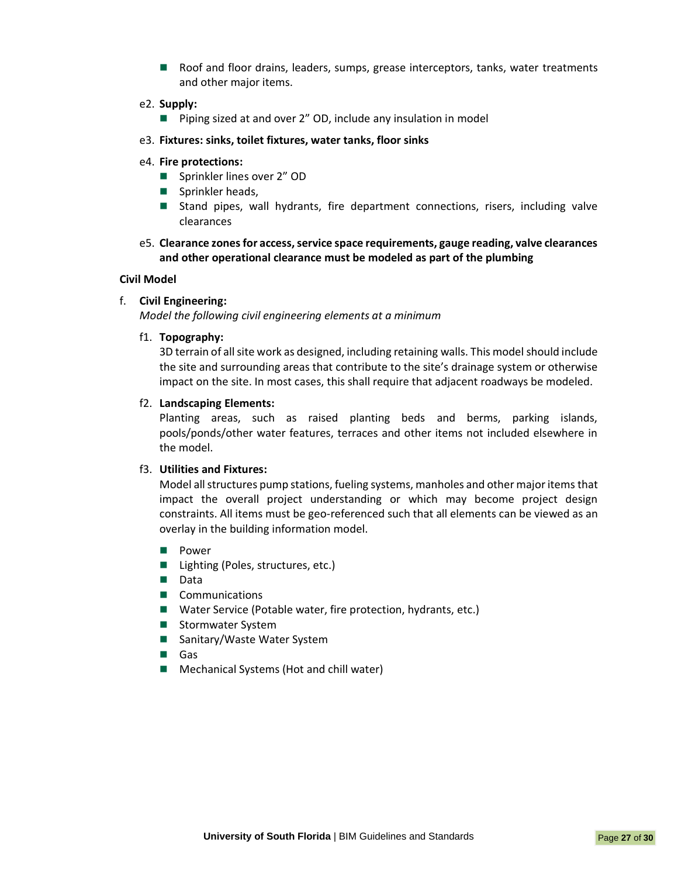- Roof and floor drains, leaders, sumps, grease interceptors, tanks, water treatments and other major items.

e2. **Supply:**

- Piping sized at and over 2" OD, include any insulation in model

e3. **Fixtures: sinks, toilet fixtures, water tanks, floor sinks**

e4. **Fire protections:**

- Sprinkler lines over 2" OD
- Sprinkler heads,
- Stand pipes, wall hydrants, fire department connections, risers, including valve clearances

e5. **Clearance zones for access, service space requirements, gauge reading, valve clearances and other operational clearance must be modeled as part of the plumbing**

**Civil Model**

f. **Civil Engineering:**
*Model the following civil engineering elements at a minimum*

f1. **Topography:**
3D terrain of all site work as designed, including retaining walls. This model should include the site and surrounding areas that contribute to the site's drainage system or otherwise impact on the site. In most cases, this shall require that adjacent roadways be modeled.

f2. **Landscaping Elements:**
Planting areas, such as raised planting beds and berms, parking islands, pools/ponds/other water features, terraces and other items not included elsewhere in the model.

f3. **Utilities and Fixtures:**
Model all structures pump stations, fueling systems, manholes and other major items that impact the overall project understanding or which may become project design constraints. All items must be geo-referenced such that all elements can be viewed as an overlay in the building information model.

- Power
- Lighting (Poles, structures, etc.)
- Data
- Communications
- Water Service (Potable water, fire protection, hydrants, etc.)
- Stormwater System
- Sanitary/Waste Water System
- Gas
- Mechanical Systems (Hot and chill water)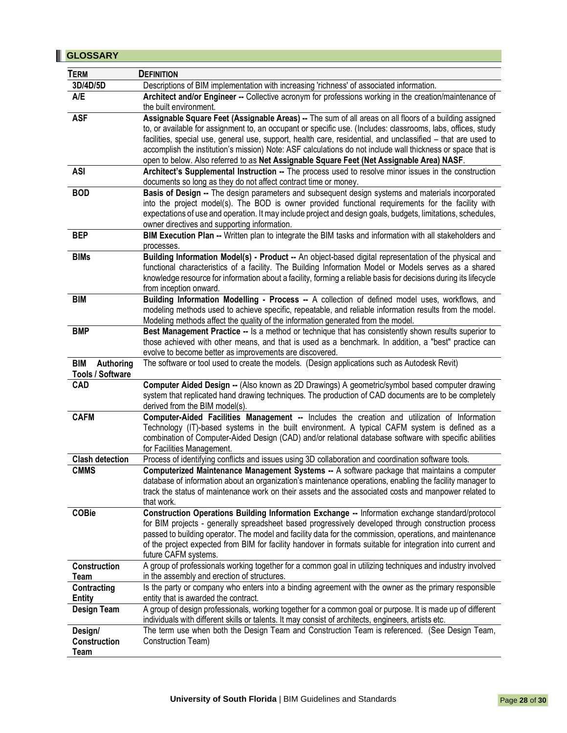## GLOSSARY

| TERM | DEFINITION |
|---|---|
| 3D/4D/5D | Descriptions of BIM implementation with increasing 'richness' of associated information. |
| A/E | **Architect and/or Engineer --** Collective acronym for professions working in the creation/maintenance of the built environment. |
| ASF | **Assignable Square Feet (Assignable Areas) --** The sum of all areas on all floors of a building assigned to, or available for assignment to, an occupant or specific use. (Includes: classrooms, labs, offices, study facilities, special use, general use, support, health care, residential, and unclassified – that are used to accomplish the institution's mission) Note: ASF calculations do not include wall thickness or space that is open to below. Also referred to as **Net Assignable Square Feet (Net Assignable Area) NASF**. |
| ASI | **Architect's Supplemental Instruction --** The process used to resolve minor issues in the construction documents so long as they do not affect contract time or money. |
| BOD | **Basis of Design --** The design parameters and subsequent design systems and materials incorporated into the project model(s). The BOD is owner provided functional requirements for the facility with expectations of use and operation. It may include project and design goals, budgets, limitations, schedules, owner directives and supporting information. |
| BEP | **BIM Execution Plan --** Written plan to integrate the BIM tasks and information with all stakeholders and processes. |
| BIMs | **Building Information Model(s) - Product --** An object-based digital representation of the physical and functional characteristics of a facility. The Building Information Model or Models serves as a shared knowledge resource for information about a facility, forming a reliable basis for decisions during its lifecycle from inception onward. |
| BIM | **Building Information Modelling - Process --** A collection of defined model uses, workflows, and modeling methods used to achieve specific, repeatable, and reliable information results from the model. Modeling methods affect the quality of the information generated from the model. |
| BMP | **Best Management Practice --** Is a method or technique that has consistently shown results superior to those achieved with other means, and that is used as a benchmark. In addition, a "best" practice can evolve to become better as improvements are discovered. |
| BIM Authoring Tools / Software | The software or tool used to create the models. (Design applications such as Autodesk Revit) |
| CAD | **Computer Aided Design --** (Also known as 2D Drawings) A geometric/symbol based computer drawing system that replicated hand drawing techniques. The production of CAD documents are to be completely derived from the BIM model(s). |
| CAFM | **Computer-Aided Facilities Management --** Includes the creation and utilization of Information Technology (IT)-based systems in the built environment. A typical CAFM system is defined as a combination of Computer-Aided Design (CAD) and/or relational database software with specific abilities for Facilities Management. |
| Clash detection | Process of identifying conflicts and issues using 3D collaboration and coordination software tools. |
| CMMS | **Computerized Maintenance Management Systems --** A software package that maintains a computer database of information about an organization's maintenance operations, enabling the facility manager to track the status of maintenance work on their assets and the associated costs and manpower related to that work. |
| COBie | **Construction Operations Building Information Exchange --** Information exchange standard/protocol for BIM projects - generally spreadsheet based progressively developed through construction process passed to building operator. The model and facility data for the commission, operations, and maintenance of the project expected from BIM for facility handover in formats suitable for integration into current and future CAFM systems. |
| Construction Team | A group of professionals working together for a common goal in utilizing techniques and industry involved in the assembly and erection of structures. |
| Contracting Entity | Is the party or company who enters into a binding agreement with the owner as the primary responsible entity that is awarded the contract. |
| Design Team | A group of design professionals, working together for a common goal or purpose. It is made up of different individuals with different skills or talents. It may consist of architects, engineers, artists etc. |
| Design/ Construction Team | The term use when both the Design Team and Construction Team is referenced. (See Design Team, Construction Team) |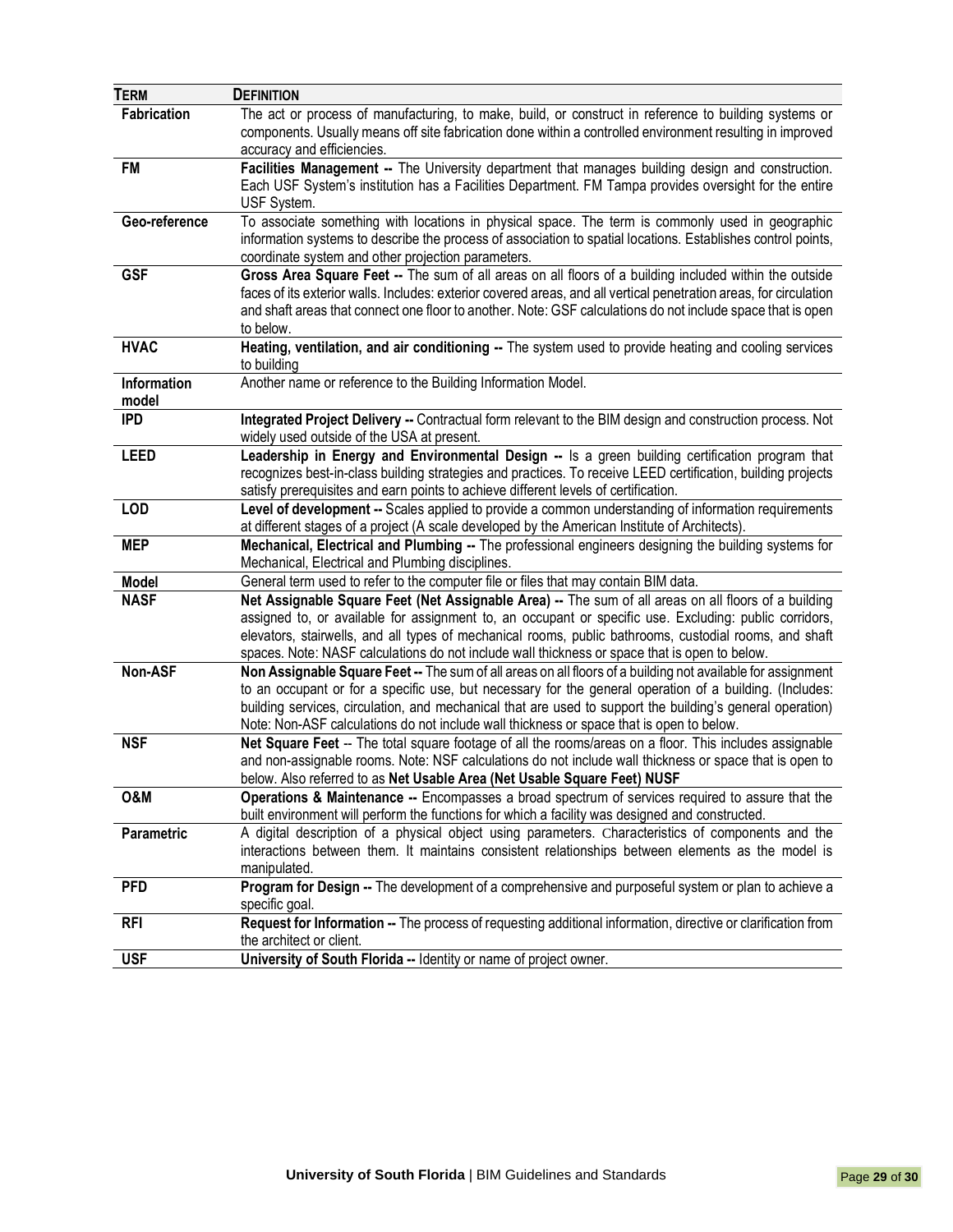| **TERM** | **DEFINITION** |
|---|---|
| **Fabrication** | The act or process of manufacturing, to make, build, or construct in reference to building systems or components. Usually means off site fabrication done within a controlled environment resulting in improved accuracy and efficiencies. |
| **FM** | **Facilities Management --** The University department that manages building design and construction. Each USF System's institution has a Facilities Department. FM Tampa provides oversight for the entire USF System. |
| **Geo-reference** | To associate something with locations in physical space. The term is commonly used in geographic information systems to describe the process of association to spatial locations. Establishes control points, coordinate system and other projection parameters. |
| **GSF** | **Gross Area Square Feet --** The sum of all areas on all floors of a building included within the outside faces of its exterior walls. Includes: exterior covered areas, and all vertical penetration areas, for circulation and shaft areas that connect one floor to another. Note: GSF calculations do not include space that is open to below. |
| **HVAC** | **Heating, ventilation, and air conditioning --** The system used to provide heating and cooling services to building |
| **Information model** | Another name or reference to the Building Information Model. |
| **IPD** | **Integrated Project Delivery --** Contractual form relevant to the BIM design and construction process. Not widely used outside of the USA at present. |
| **LEED** | **Leadership in Energy and Environmental Design --** Is a green building certification program that recognizes best-in-class building strategies and practices. To receive LEED certification, building projects satisfy prerequisites and earn points to achieve different levels of certification. |
| **LOD** | **Level of development --** Scales applied to provide a common understanding of information requirements at different stages of a project (A scale developed by the American Institute of Architects). |
| **MEP** | **Mechanical, Electrical and Plumbing --** The professional engineers designing the building systems for Mechanical, Electrical and Plumbing disciplines. |
| **Model** | General term used to refer to the computer file or files that may contain BIM data. |
| **NASF** | **Net Assignable Square Feet (Net Assignable Area) --** The sum of all areas on all floors of a building assigned to, or available for assignment to, an occupant or specific use. Excluding: public corridors, elevators, stairwells, and all types of mechanical rooms, public bathrooms, custodial rooms, and shaft spaces. Note: NASF calculations do not include wall thickness or space that is open to below. |
| **Non-ASF** | **Non Assignable Square Feet --** The sum of all areas on all floors of a building not available for assignment to an occupant or for a specific use, but necessary for the general operation of a building. (Includes: building services, circulation, and mechanical that are used to support the building's general operation) Note: Non-ASF calculations do not include wall thickness or space that is open to below. |
| **NSF** | **Net Square Feet** -- The total square footage of all the rooms/areas on a floor. This includes assignable and non-assignable rooms. Note: NSF calculations do not include wall thickness or space that is open to below. Also referred to as **Net Usable Area (Net Usable Square Feet) NUSF** |
| **O&M** | **Operations & Maintenance --** Encompasses a broad spectrum of services required to assure that the built environment will perform the functions for which a facility was designed and constructed. |
| **Parametric** | A digital description of a physical object using parameters. Characteristics of components and the interactions between them. It maintains consistent relationships between elements as the model is manipulated. |
| **PFD** | **Program for Design --** The development of a comprehensive and purposeful system or plan to achieve a specific goal. |
| **RFI** | **Request for Information --** The process of requesting additional information, directive or clarification from the architect or client. |
| **USF** | **University of South Florida --** Identity or name of project owner. |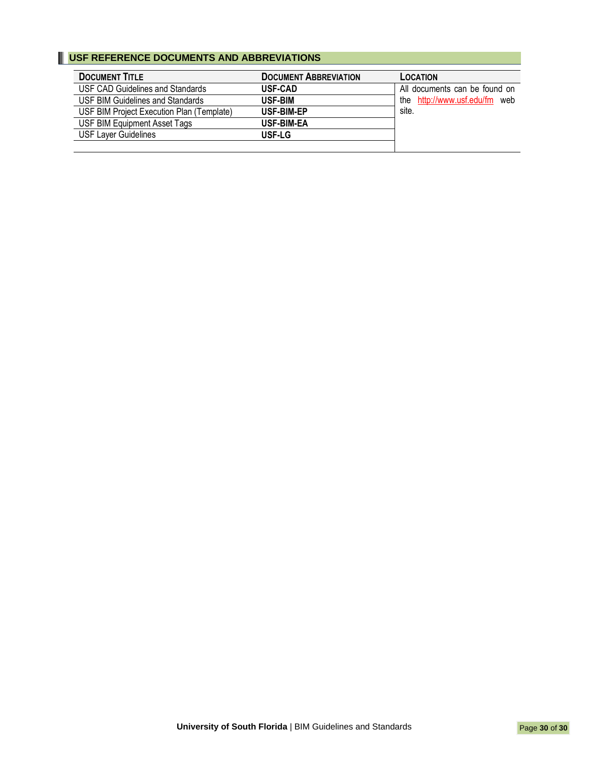## USF REFERENCE DOCUMENTS AND ABBREVIATIONS

| DOCUMENT TITLE | DOCUMENT ABBREVIATION | LOCATION |
|---|---|---|
| USF CAD Guidelines and Standards | **USF-CAD** | All documents can be found on the http://www.usf.edu/fm web site. |
| USF BIM Guidelines and Standards | **USF-BIM** | |
| USF BIM Project Execution Plan (Template) | **USF-BIM-EP** | |
| USF BIM Equipment Asset Tags | **USF-BIM-EA** | |
| USF Layer Guidelines | **USF-LG** | |